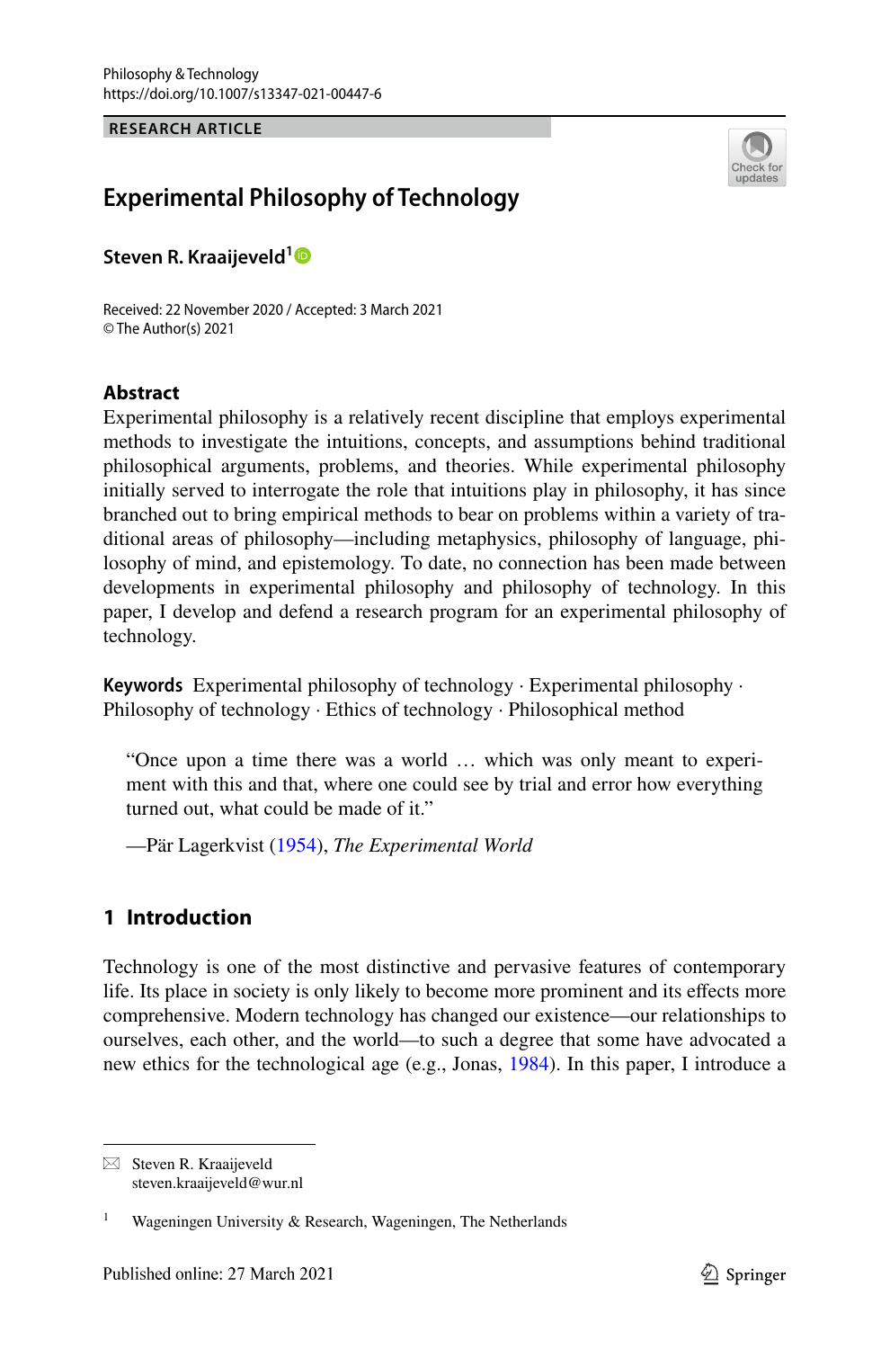Philosophy & Technology
https://doi.org/10.1007/s13347-021-00447-6

RESEARCH ARTICLE

# Experimental Philosophy of Technology

**Steven R. Kraaijeveld**[1]

Received: 22 November 2020 / Accepted: 3 March 2021
© The Author(s) 2021

## Abstract

Experimental philosophy is a relatively recent discipline that employs experimental methods to investigate the intuitions, concepts, and assumptions behind traditional philosophical arguments, problems, and theories. While experimental philosophy initially served to interrogate the role that intuitions play in philosophy, it has since branched out to bring empirical methods to bear on problems within a variety of traditional areas of philosophy—including metaphysics, philosophy of language, philosophy of mind, and epistemology. To date, no connection has been made between developments in experimental philosophy and philosophy of technology. In this paper, I develop and defend a research program for an experimental philosophy of technology.

**Keywords** Experimental philosophy of technology · Experimental philosophy · Philosophy of technology · Ethics of technology · Philosophical method

> "Once upon a time there was a world … which was only meant to experiment with this and that, where one could see by trial and error how everything turned out, what could be made of it."
>
> —Pär Lagerkvist (1954), *The Experimental World*

## 1 Introduction

Technology is one of the most distinctive and pervasive features of contemporary life. Its place in society is only likely to become more prominent and its effects more comprehensive. Modern technology has changed our existence—our relationships to ourselves, each other, and the world—to such a degree that some have advocated a new ethics for the technological age (e.g., Jonas, 1984). In this paper, I introduce a

---

✉ Steven R. Kraaijeveld
steven.kraaijeveld@wur.nl

[1] Wageningen University & Research, Wageningen, The Netherlands

Published online: 27 March 2021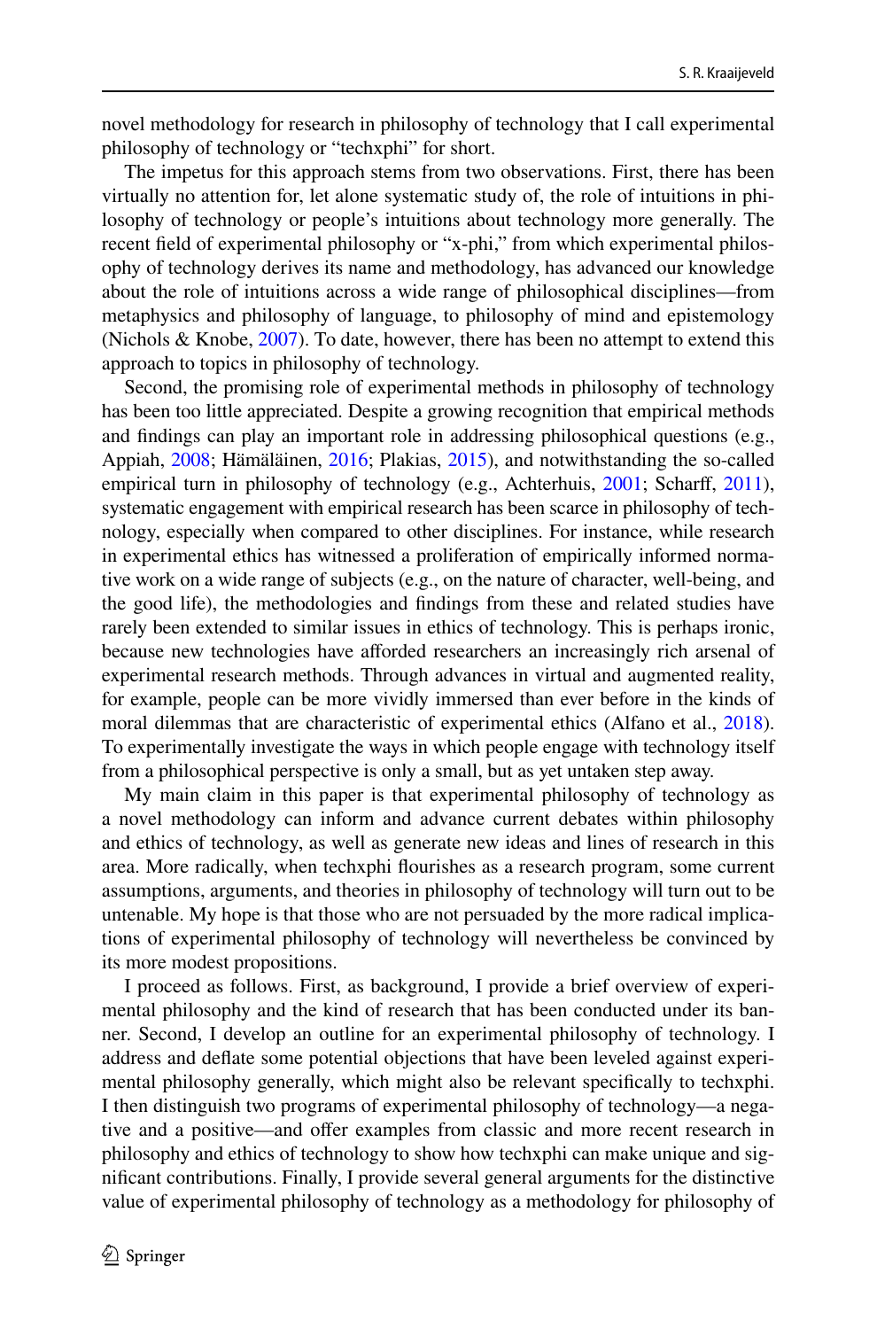novel methodology for research in philosophy of technology that I call experimental philosophy of technology or "techxphi" for short.

The impetus for this approach stems from two observations. First, there has been virtually no attention for, let alone systematic study of, the role of intuitions in philosophy of technology or people's intuitions about technology more generally. The recent field of experimental philosophy or "x-phi," from which experimental philosophy of technology derives its name and methodology, has advanced our knowledge about the role of intuitions across a wide range of philosophical disciplines—from metaphysics and philosophy of language, to philosophy of mind and epistemology (Nichols & Knobe, 2007). To date, however, there has been no attempt to extend this approach to topics in philosophy of technology.

Second, the promising role of experimental methods in philosophy of technology has been too little appreciated. Despite a growing recognition that empirical methods and findings can play an important role in addressing philosophical questions (e.g., Appiah, 2008; Hämäläinen, 2016; Plakias, 2015), and notwithstanding the so-called empirical turn in philosophy of technology (e.g., Achterhuis, 2001; Scharff, 2011), systematic engagement with empirical research has been scarce in philosophy of technology, especially when compared to other disciplines. For instance, while research in experimental ethics has witnessed a proliferation of empirically informed normative work on a wide range of subjects (e.g., on the nature of character, well-being, and the good life), the methodologies and findings from these and related studies have rarely been extended to similar issues in ethics of technology. This is perhaps ironic, because new technologies have afforded researchers an increasingly rich arsenal of experimental research methods. Through advances in virtual and augmented reality, for example, people can be more vividly immersed than ever before in the kinds of moral dilemmas that are characteristic of experimental ethics (Alfano et al., 2018). To experimentally investigate the ways in which people engage with technology itself from a philosophical perspective is only a small, but as yet untaken step away.

My main claim in this paper is that experimental philosophy of technology as a novel methodology can inform and advance current debates within philosophy and ethics of technology, as well as generate new ideas and lines of research in this area. More radically, when techxphi flourishes as a research program, some current assumptions, arguments, and theories in philosophy of technology will turn out to be untenable. My hope is that those who are not persuaded by the more radical implications of experimental philosophy of technology will nevertheless be convinced by its more modest propositions.

I proceed as follows. First, as background, I provide a brief overview of experimental philosophy and the kind of research that has been conducted under its banner. Second, I develop an outline for an experimental philosophy of technology. I address and deflate some potential objections that have been leveled against experimental philosophy generally, which might also be relevant specifically to techxphi. I then distinguish two programs of experimental philosophy of technology—a negative and a positive—and offer examples from classic and more recent research in philosophy and ethics of technology to show how techxphi can make unique and significant contributions. Finally, I provide several general arguments for the distinctive value of experimental philosophy of technology as a methodology for philosophy of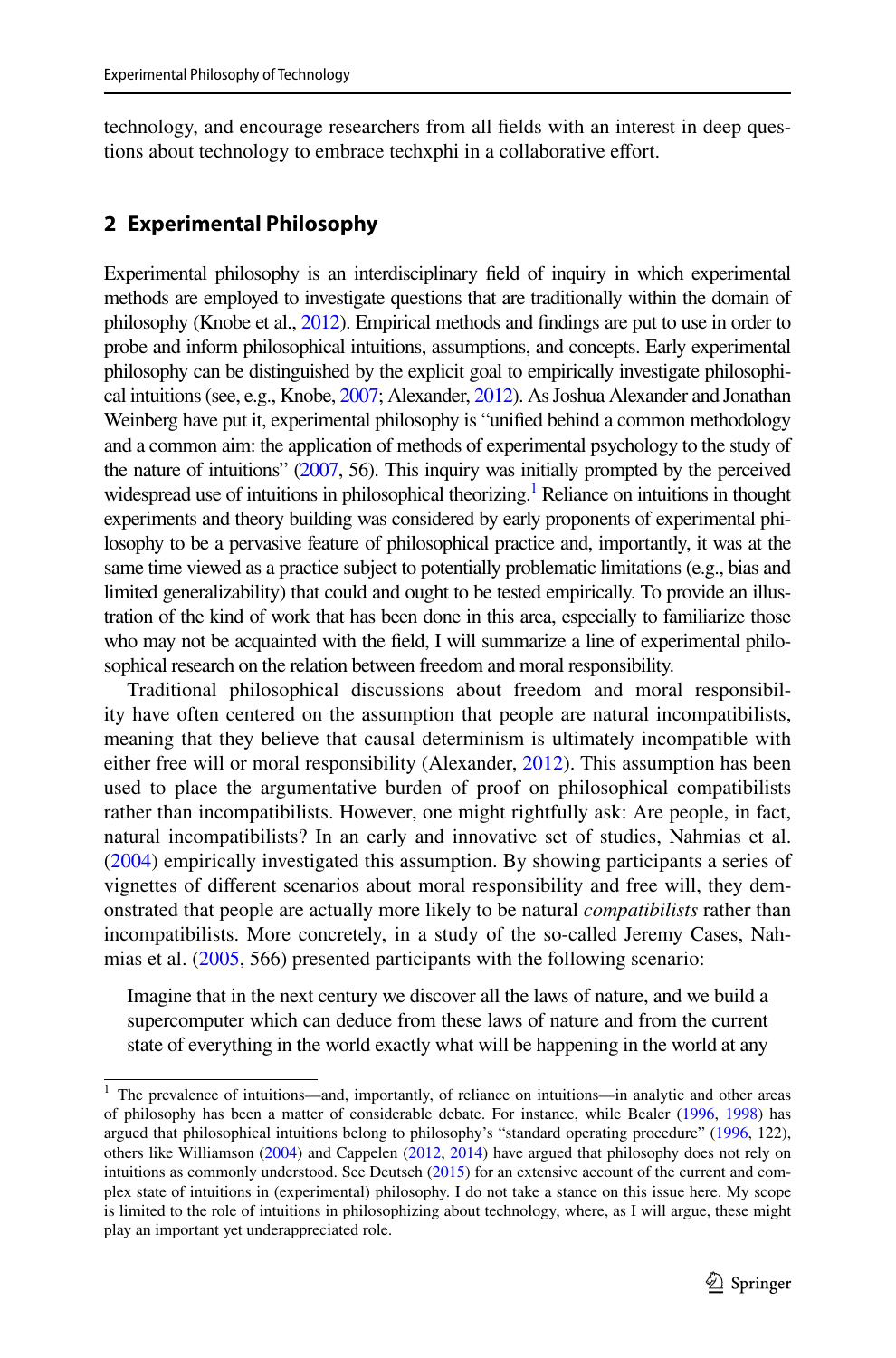technology, and encourage researchers from all fields with an interest in deep questions about technology to embrace techxphi in a collaborative effort.

## 2 Experimental Philosophy

Experimental philosophy is an interdisciplinary field of inquiry in which experimental methods are employed to investigate questions that are traditionally within the domain of philosophy (Knobe et al., 2012). Empirical methods and findings are put to use in order to probe and inform philosophical intuitions, assumptions, and concepts. Early experimental philosophy can be distinguished by the explicit goal to empirically investigate philosophical intuitions (see, e.g., Knobe, 2007; Alexander, 2012). As Joshua Alexander and Jonathan Weinberg have put it, experimental philosophy is "unified behind a common methodology and a common aim: the application of methods of experimental psychology to the study of the nature of intuitions" (2007, 56). This inquiry was initially prompted by the perceived widespread use of intuitions in philosophical theorizing.[1] Reliance on intuitions in thought experiments and theory building was considered by early proponents of experimental philosophy to be a pervasive feature of philosophical practice and, importantly, it was at the same time viewed as a practice subject to potentially problematic limitations (e.g., bias and limited generalizability) that could and ought to be tested empirically. To provide an illustration of the kind of work that has been done in this area, especially to familiarize those who may not be acquainted with the field, I will summarize a line of experimental philosophical research on the relation between freedom and moral responsibility.

Traditional philosophical discussions about freedom and moral responsibility have often centered on the assumption that people are natural incompatibilists, meaning that they believe that causal determinism is ultimately incompatible with either free will or moral responsibility (Alexander, 2012). This assumption has been used to place the argumentative burden of proof on philosophical compatibilists rather than incompatibilists. However, one might rightfully ask: Are people, in fact, natural incompatibilists? In an early and innovative set of studies, Nahmias et al. (2004) empirically investigated this assumption. By showing participants a series of vignettes of different scenarios about moral responsibility and free will, they demonstrated that people are actually more likely to be natural *compatibilists* rather than incompatibilists. More concretely, in a study of the so-called Jeremy Cases, Nahmias et al. (2005, 566) presented participants with the following scenario:

> Imagine that in the next century we discover all the laws of nature, and we build a supercomputer which can deduce from these laws of nature and from the current state of everything in the world exactly what will be happening in the world at any

[1] The prevalence of intuitions—and, importantly, of reliance on intuitions—in analytic and other areas of philosophy has been a matter of considerable debate. For instance, while Bealer (1996, 1998) has argued that philosophical intuitions belong to philosophy's "standard operating procedure" (1996, 122), others like Williamson (2004) and Cappelen (2012, 2014) have argued that philosophy does not rely on intuitions as commonly understood. See Deutsch (2015) for an extensive account of the current and complex state of intuitions in (experimental) philosophy. I do not take a stance on this issue here. My scope is limited to the role of intuitions in philosophizing about technology, where, as I will argue, these might play an important yet underappreciated role.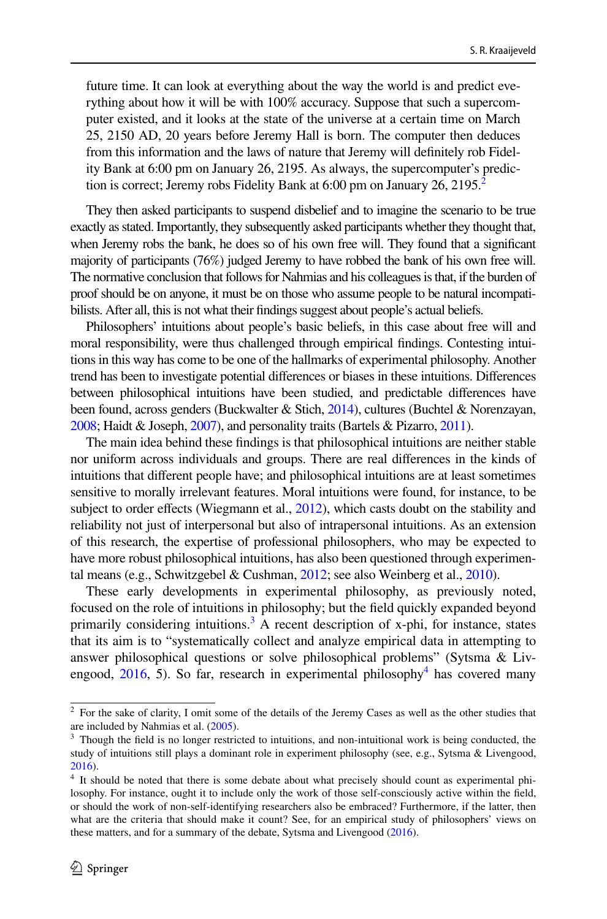future time. It can look at everything about the way the world is and predict everything about how it will be with 100% accuracy. Suppose that such a supercomputer existed, and it looks at the state of the universe at a certain time on March 25, 2150 AD, 20 years before Jeremy Hall is born. The computer then deduces from this information and the laws of nature that Jeremy will definitely rob Fidelity Bank at 6:00 pm on January 26, 2195. As always, the supercomputer's prediction is correct; Jeremy robs Fidelity Bank at 6:00 pm on January 26, 2195.[2]

They then asked participants to suspend disbelief and to imagine the scenario to be true exactly as stated. Importantly, they subsequently asked participants whether they thought that, when Jeremy robs the bank, he does so of his own free will. They found that a significant majority of participants (76%) judged Jeremy to have robbed the bank of his own free will. The normative conclusion that follows for Nahmias and his colleagues is that, if the burden of proof should be on anyone, it must be on those who assume people to be natural incompatibilists. After all, this is not what their findings suggest about people's actual beliefs.

Philosophers' intuitions about people's basic beliefs, in this case about free will and moral responsibility, were thus challenged through empirical findings. Contesting intuitions in this way has come to be one of the hallmarks of experimental philosophy. Another trend has been to investigate potential differences or biases in these intuitions. Differences between philosophical intuitions have been studied, and predictable differences have been found, across genders (Buckwalter & Stich, 2014), cultures (Buchtel & Norenzayan, 2008; Haidt & Joseph, 2007), and personality traits (Bartels & Pizarro, 2011).

The main idea behind these findings is that philosophical intuitions are neither stable nor uniform across individuals and groups. There are real differences in the kinds of intuitions that different people have; and philosophical intuitions are at least sometimes sensitive to morally irrelevant features. Moral intuitions were found, for instance, to be subject to order effects (Wiegmann et al., 2012), which casts doubt on the stability and reliability not just of interpersonal but also of intrapersonal intuitions. As an extension of this research, the expertise of professional philosophers, who may be expected to have more robust philosophical intuitions, has also been questioned through experimental means (e.g., Schwitzgebel & Cushman, 2012; see also Weinberg et al., 2010).

These early developments in experimental philosophy, as previously noted, focused on the role of intuitions in philosophy; but the field quickly expanded beyond primarily considering intuitions.[3] A recent description of x-phi, for instance, states that its aim is to "systematically collect and analyze empirical data in attempting to answer philosophical questions or solve philosophical problems" (Sytsma & Livengood, 2016, 5). So far, research in experimental philosophy[4] has covered many

---

[2] For the sake of clarity, I omit some of the details of the Jeremy Cases as well as the other studies that are included by Nahmias et al. (2005).

[3] Though the field is no longer restricted to intuitions, and non-intuitional work is being conducted, the study of intuitions still plays a dominant role in experiment philosophy (see, e.g., Sytsma & Livengood, 2016).

[4] It should be noted that there is some debate about what precisely should count as experimental philosophy. For instance, ought it to include only the work of those self-consciously active within the field, or should the work of non-self-identifying researchers also be embraced? Furthermore, if the latter, then what are the criteria that should make it count? See, for an empirical study of philosophers' views on these matters, and for a summary of the debate, Sytsma and Livengood (2016).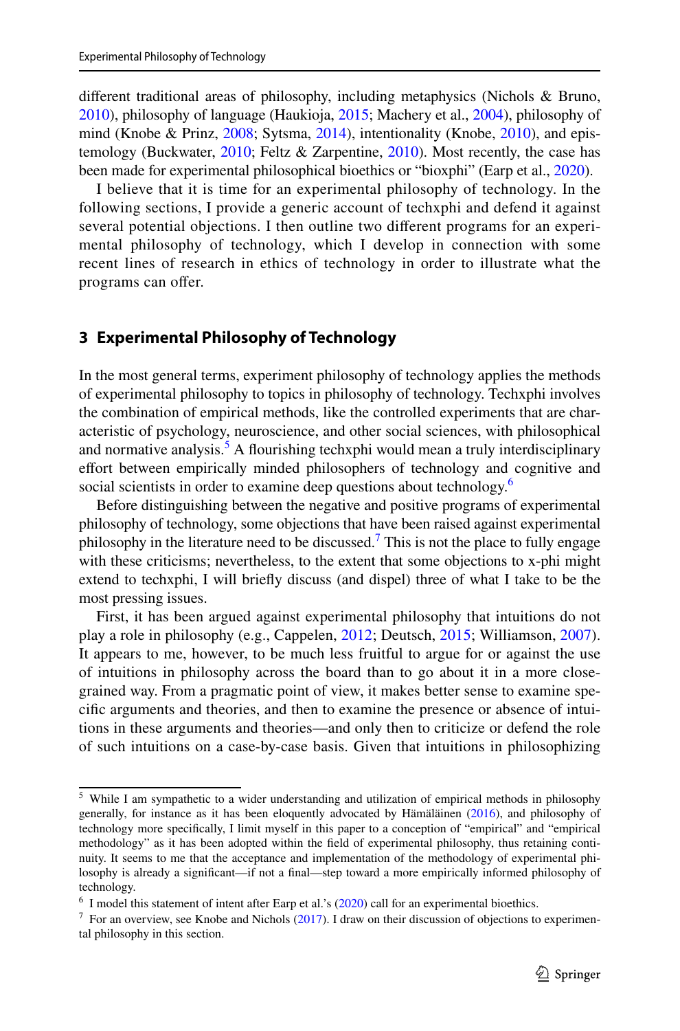different traditional areas of philosophy, including metaphysics (Nichols & Bruno, 2010), philosophy of language (Haukioja, 2015; Machery et al., 2004), philosophy of mind (Knobe & Prinz, 2008; Sytsma, 2014), intentionality (Knobe, 2010), and epistemology (Buckwater, 2010; Feltz & Zarpentine, 2010). Most recently, the case has been made for experimental philosophical bioethics or "bioxphi" (Earp et al., 2020).

I believe that it is time for an experimental philosophy of technology. In the following sections, I provide a generic account of techxphi and defend it against several potential objections. I then outline two different programs for an experimental philosophy of technology, which I develop in connection with some recent lines of research in ethics of technology in order to illustrate what the programs can offer.

## 3 Experimental Philosophy of Technology

In the most general terms, experiment philosophy of technology applies the methods of experimental philosophy to topics in philosophy of technology. Techxphi involves the combination of empirical methods, like the controlled experiments that are characteristic of psychology, neuroscience, and other social sciences, with philosophical and normative analysis.[5] A flourishing techxphi would mean a truly interdisciplinary effort between empirically minded philosophers of technology and cognitive and social scientists in order to examine deep questions about technology.[6]

Before distinguishing between the negative and positive programs of experimental philosophy of technology, some objections that have been raised against experimental philosophy in the literature need to be discussed.[7] This is not the place to fully engage with these criticisms; nevertheless, to the extent that some objections to x-phi might extend to techxphi, I will briefly discuss (and dispel) three of what I take to be the most pressing issues.

First, it has been argued against experimental philosophy that intuitions do not play a role in philosophy (e.g., Cappelen, 2012; Deutsch, 2015; Williamson, 2007). It appears to me, however, to be much less fruitful to argue for or against the use of intuitions in philosophy across the board than to go about it in a more close-grained way. From a pragmatic point of view, it makes better sense to examine specific arguments and theories, and then to examine the presence or absence of intuitions in these arguments and theories—and only then to criticize or defend the role of such intuitions on a case-by-case basis. Given that intuitions in philosophizing

---

[5] While I am sympathetic to a wider understanding and utilization of empirical methods in philosophy generally, for instance as it has been eloquently advocated by Hämäläinen (2016), and philosophy of technology more specifically, I limit myself in this paper to a conception of "empirical" and "empirical methodology" as it has been adopted within the field of experimental philosophy, thus retaining continuity. It seems to me that the acceptance and implementation of the methodology of experimental philosophy is already a significant—if not a final—step toward a more empirically informed philosophy of technology.

[6] I model this statement of intent after Earp et al.'s (2020) call for an experimental bioethics.

[7] For an overview, see Knobe and Nichols (2017). I draw on their discussion of objections to experimental philosophy in this section.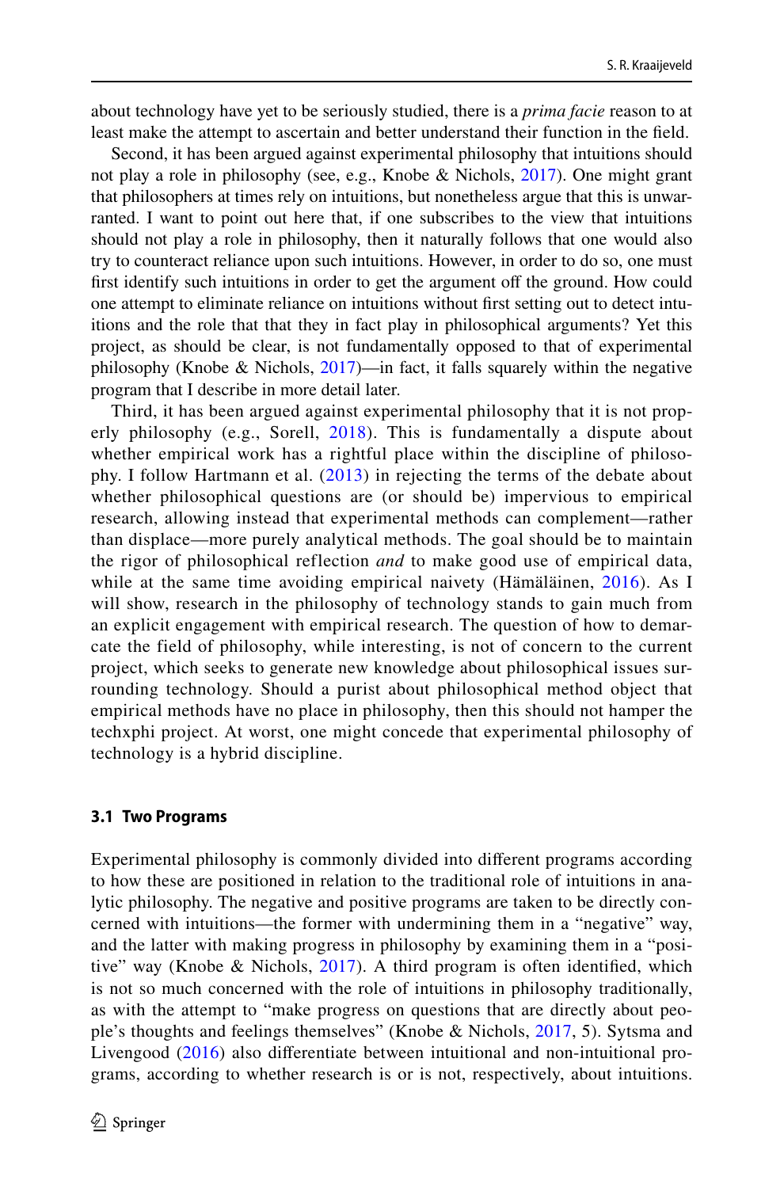about technology have yet to be seriously studied, there is a *prima facie* reason to at least make the attempt to ascertain and better understand their function in the field.

Second, it has been argued against experimental philosophy that intuitions should not play a role in philosophy (see, e.g., Knobe & Nichols, 2017). One might grant that philosophers at times rely on intuitions, but nonetheless argue that this is unwarranted. I want to point out here that, if one subscribes to the view that intuitions should not play a role in philosophy, then it naturally follows that one would also try to counteract reliance upon such intuitions. However, in order to do so, one must first identify such intuitions in order to get the argument off the ground. How could one attempt to eliminate reliance on intuitions without first setting out to detect intuitions and the role that that they in fact play in philosophical arguments? Yet this project, as should be clear, is not fundamentally opposed to that of experimental philosophy (Knobe & Nichols, 2017)—in fact, it falls squarely within the negative program that I describe in more detail later.

Third, it has been argued against experimental philosophy that it is not properly philosophy (e.g., Sorell, 2018). This is fundamentally a dispute about whether empirical work has a rightful place within the discipline of philosophy. I follow Hartmann et al. (2013) in rejecting the terms of the debate about whether philosophical questions are (or should be) impervious to empirical research, allowing instead that experimental methods can complement—rather than displace—more purely analytical methods. The goal should be to maintain the rigor of philosophical reflection *and* to make good use of empirical data, while at the same time avoiding empirical naivety (Hämäläinen, 2016). As I will show, research in the philosophy of technology stands to gain much from an explicit engagement with empirical research. The question of how to demarcate the field of philosophy, while interesting, is not of concern to the current project, which seeks to generate new knowledge about philosophical issues surrounding technology. Should a purist about philosophical method object that empirical methods have no place in philosophy, then this should not hamper the techxphi project. At worst, one might concede that experimental philosophy of technology is a hybrid discipline.

### 3.1 Two Programs

Experimental philosophy is commonly divided into different programs according to how these are positioned in relation to the traditional role of intuitions in analytic philosophy. The negative and positive programs are taken to be directly concerned with intuitions—the former with undermining them in a "negative" way, and the latter with making progress in philosophy by examining them in a "positive" way (Knobe & Nichols, 2017). A third program is often identified, which is not so much concerned with the role of intuitions in philosophy traditionally, as with the attempt to "make progress on questions that are directly about people's thoughts and feelings themselves" (Knobe & Nichols, 2017, 5). Sytsma and Livengood (2016) also differentiate between intuitional and non-intuitional programs, according to whether research is or is not, respectively, about intuitions.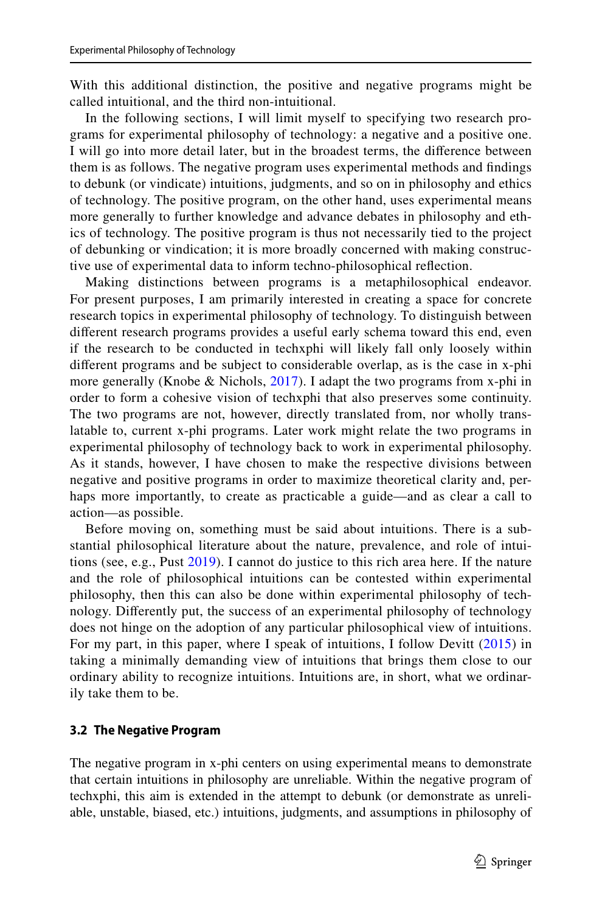With this additional distinction, the positive and negative programs might be called intuitional, and the third non-intuitional.

In the following sections, I will limit myself to specifying two research programs for experimental philosophy of technology: a negative and a positive one. I will go into more detail later, but in the broadest terms, the difference between them is as follows. The negative program uses experimental methods and findings to debunk (or vindicate) intuitions, judgments, and so on in philosophy and ethics of technology. The positive program, on the other hand, uses experimental means more generally to further knowledge and advance debates in philosophy and ethics of technology. The positive program is thus not necessarily tied to the project of debunking or vindication; it is more broadly concerned with making constructive use of experimental data to inform techno-philosophical reflection.

Making distinctions between programs is a metaphilosophical endeavor. For present purposes, I am primarily interested in creating a space for concrete research topics in experimental philosophy of technology. To distinguish between different research programs provides a useful early schema toward this end, even if the research to be conducted in techxphi will likely fall only loosely within different programs and be subject to considerable overlap, as is the case in x-phi more generally (Knobe & Nichols, 2017). I adapt the two programs from x-phi in order to form a cohesive vision of techxphi that also preserves some continuity. The two programs are not, however, directly translated from, nor wholly translatable to, current x-phi programs. Later work might relate the two programs in experimental philosophy of technology back to work in experimental philosophy. As it stands, however, I have chosen to make the respective divisions between negative and positive programs in order to maximize theoretical clarity and, perhaps more importantly, to create as practicable a guide—and as clear a call to action—as possible.

Before moving on, something must be said about intuitions. There is a substantial philosophical literature about the nature, prevalence, and role of intuitions (see, e.g., Pust 2019). I cannot do justice to this rich area here. If the nature and the role of philosophical intuitions can be contested within experimental philosophy, then this can also be done within experimental philosophy of technology. Differently put, the success of an experimental philosophy of technology does not hinge on the adoption of any particular philosophical view of intuitions. For my part, in this paper, where I speak of intuitions, I follow Devitt (2015) in taking a minimally demanding view of intuitions that brings them close to our ordinary ability to recognize intuitions. Intuitions are, in short, what we ordinarily take them to be.

### 3.2 The Negative Program

The negative program in x-phi centers on using experimental means to demonstrate that certain intuitions in philosophy are unreliable. Within the negative program of techxphi, this aim is extended in the attempt to debunk (or demonstrate as unreliable, unstable, biased, etc.) intuitions, judgments, and assumptions in philosophy of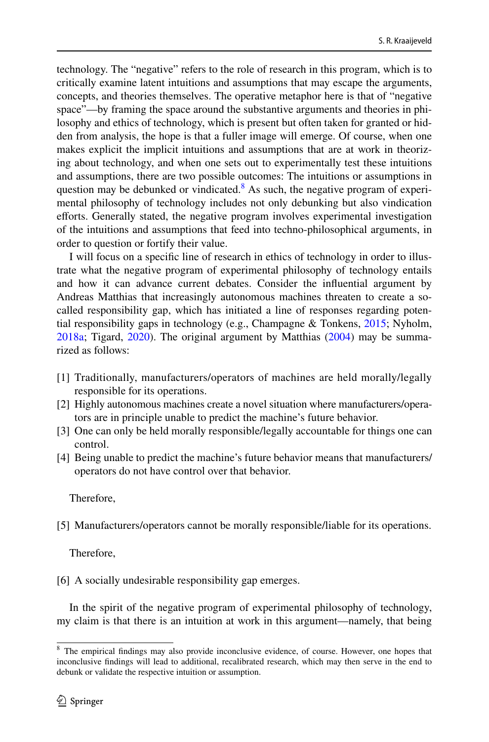technology. The "negative" refers to the role of research in this program, which is to critically examine latent intuitions and assumptions that may escape the arguments, concepts, and theories themselves. The operative metaphor here is that of "negative space"—by framing the space around the substantive arguments and theories in philosophy and ethics of technology, which is present but often taken for granted or hidden from analysis, the hope is that a fuller image will emerge. Of course, when one makes explicit the implicit intuitions and assumptions that are at work in theorizing about technology, and when one sets out to experimentally test these intuitions and assumptions, there are two possible outcomes: The intuitions or assumptions in question may be debunked or vindicated.[8] As such, the negative program of experimental philosophy of technology includes not only debunking but also vindication efforts. Generally stated, the negative program involves experimental investigation of the intuitions and assumptions that feed into techno-philosophical arguments, in order to question or fortify their value.

I will focus on a specific line of research in ethics of technology in order to illustrate what the negative program of experimental philosophy of technology entails and how it can advance current debates. Consider the influential argument by Andreas Matthias that increasingly autonomous machines threaten to create a so-called responsibility gap, which has initiated a line of responses regarding potential responsibility gaps in technology (e.g., Champagne & Tonkens, 2015; Nyholm, 2018a; Tigard, 2020). The original argument by Matthias (2004) may be summarized as follows:

[1] Traditionally, manufacturers/operators of machines are held morally/legally responsible for its operations.

[2] Highly autonomous machines create a novel situation where manufacturers/operators are in principle unable to predict the machine's future behavior.

[3] One can only be held morally responsible/legally accountable for things one can control.

[4] Being unable to predict the machine's future behavior means that manufacturers/operators do not have control over that behavior.

Therefore,

[5] Manufacturers/operators cannot be morally responsible/liable for its operations.

Therefore,

[6] A socially undesirable responsibility gap emerges.

In the spirit of the negative program of experimental philosophy of technology, my claim is that there is an intuition at work in this argument—namely, that being

---

[8] The empirical findings may also provide inconclusive evidence, of course. However, one hopes that inconclusive findings will lead to additional, recalibrated research, which may then serve in the end to debunk or validate the respective intuition or assumption.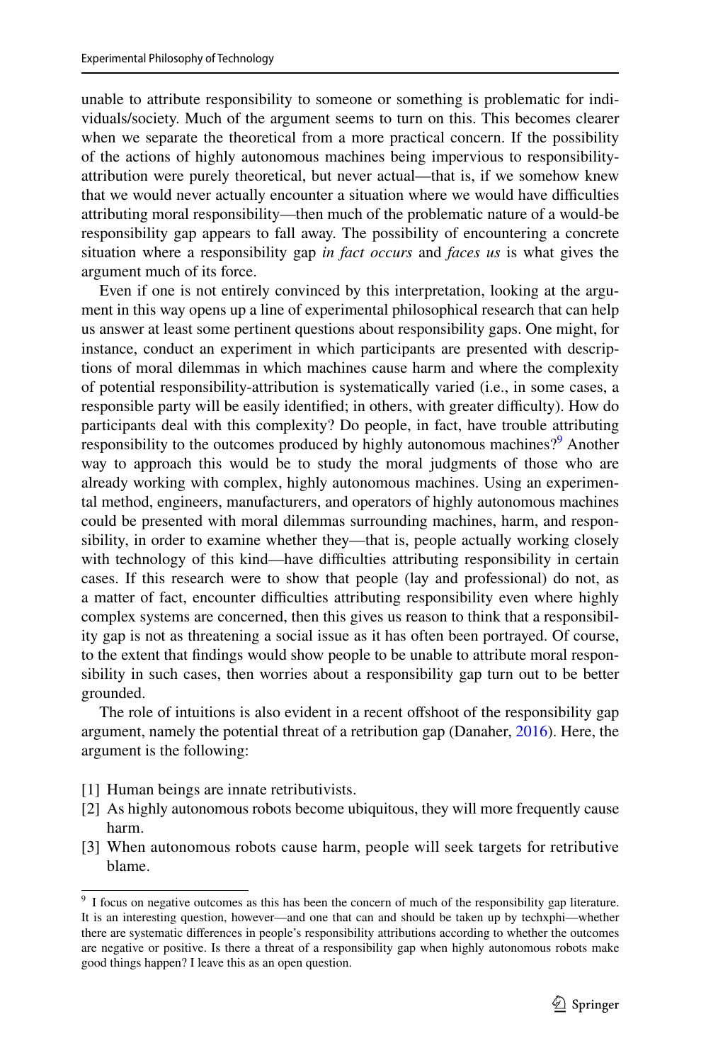unable to attribute responsibility to someone or something is problematic for individuals/society. Much of the argument seems to turn on this. This becomes clearer when we separate the theoretical from a more practical concern. If the possibility of the actions of highly autonomous machines being impervious to responsibility-attribution were purely theoretical, but never actual—that is, if we somehow knew that we would never actually encounter a situation where we would have difficulties attributing moral responsibility—then much of the problematic nature of a would-be responsibility gap appears to fall away. The possibility of encountering a concrete situation where a responsibility gap *in fact occurs* and *faces us* is what gives the argument much of its force.

Even if one is not entirely convinced by this interpretation, looking at the argument in this way opens up a line of experimental philosophical research that can help us answer at least some pertinent questions about responsibility gaps. One might, for instance, conduct an experiment in which participants are presented with descriptions of moral dilemmas in which machines cause harm and where the complexity of potential responsibility-attribution is systematically varied (i.e., in some cases, a responsible party will be easily identified; in others, with greater difficulty). How do participants deal with this complexity? Do people, in fact, have trouble attributing responsibility to the outcomes produced by highly autonomous machines?[9] Another way to approach this would be to study the moral judgments of those who are already working with complex, highly autonomous machines. Using an experimental method, engineers, manufacturers, and operators of highly autonomous machines could be presented with moral dilemmas surrounding machines, harm, and responsibility, in order to examine whether they—that is, people actually working closely with technology of this kind—have difficulties attributing responsibility in certain cases. If this research were to show that people (lay and professional) do not, as a matter of fact, encounter difficulties attributing responsibility even where highly complex systems are concerned, then this gives us reason to think that a responsibility gap is not as threatening a social issue as it has often been portrayed. Of course, to the extent that findings would show people to be unable to attribute moral responsibility in such cases, then worries about a responsibility gap turn out to be better grounded.

The role of intuitions is also evident in a recent offshoot of the responsibility gap argument, namely the potential threat of a retribution gap (Danaher, 2016). Here, the argument is the following:

[1] Human beings are innate retributivists.
[2] As highly autonomous robots become ubiquitous, they will more frequently cause harm.
[3] When autonomous robots cause harm, people will seek targets for retributive blame.

---

[9] I focus on negative outcomes as this has been the concern of much of the responsibility gap literature. It is an interesting question, however—and one that can and should be taken up by techxphi—whether there are systematic differences in people's responsibility attributions according to whether the outcomes are negative or positive. Is there a threat of a responsibility gap when highly autonomous robots make good things happen? I leave this as an open question.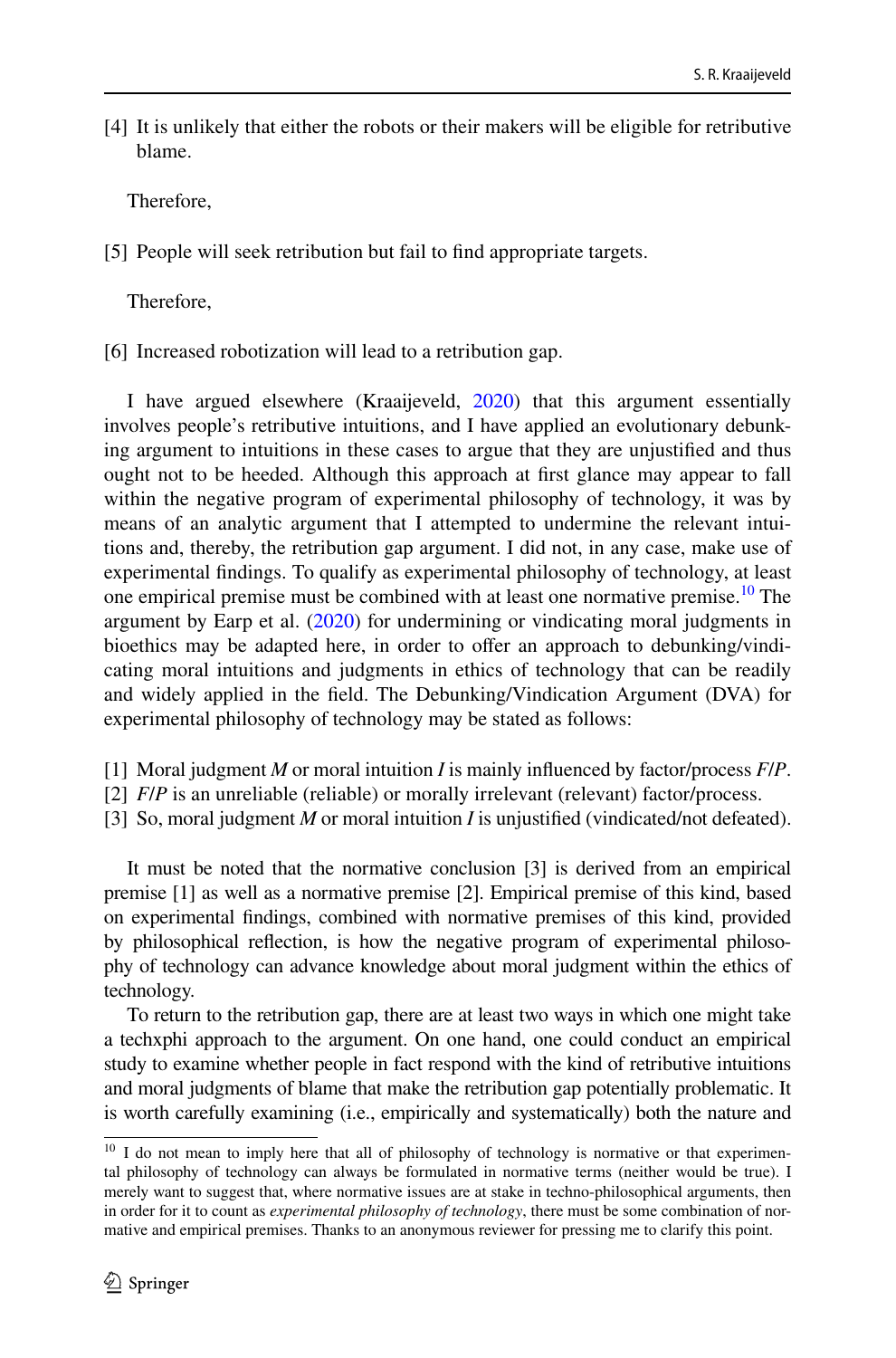[4] It is unlikely that either the robots or their makers will be eligible for retributive blame.

Therefore,

[5] People will seek retribution but fail to find appropriate targets.

Therefore,

[6] Increased robotization will lead to a retribution gap.

I have argued elsewhere (Kraaijeveld, 2020) that this argument essentially involves people's retributive intuitions, and I have applied an evolutionary debunking argument to intuitions in these cases to argue that they are unjustified and thus ought not to be heeded. Although this approach at first glance may appear to fall within the negative program of experimental philosophy of technology, it was by means of an analytic argument that I attempted to undermine the relevant intuitions and, thereby, the retribution gap argument. I did not, in any case, make use of experimental findings. To qualify as experimental philosophy of technology, at least one empirical premise must be combined with at least one normative premise.[10] The argument by Earp et al. (2020) for undermining or vindicating moral judgments in bioethics may be adapted here, in order to offer an approach to debunking/vindicating moral intuitions and judgments in ethics of technology that can be readily and widely applied in the field. The Debunking/Vindication Argument (DVA) for experimental philosophy of technology may be stated as follows:

[1] Moral judgment *M* or moral intuition *I* is mainly influenced by factor/process *F*/*P*.
[2] *F*/*P* is an unreliable (reliable) or morally irrelevant (relevant) factor/process.
[3] So, moral judgment *M* or moral intuition *I* is unjustified (vindicated/not defeated).

It must be noted that the normative conclusion [3] is derived from an empirical premise [1] as well as a normative premise [2]. Empirical premise of this kind, based on experimental findings, combined with normative premises of this kind, provided by philosophical reflection, is how the negative program of experimental philosophy of technology can advance knowledge about moral judgment within the ethics of technology.

To return to the retribution gap, there are at least two ways in which one might take a techxphi approach to the argument. On one hand, one could conduct an empirical study to examine whether people in fact respond with the kind of retributive intuitions and moral judgments of blame that make the retribution gap potentially problematic. It is worth carefully examining (i.e., empirically and systematically) both the nature and

[10] I do not mean to imply here that all of philosophy of technology is normative or that experimental philosophy of technology can always be formulated in normative terms (neither would be true). I merely want to suggest that, where normative issues are at stake in techno-philosophical arguments, then in order for it to count as *experimental philosophy of technology*, there must be some combination of normative and empirical premises. Thanks to an anonymous reviewer for pressing me to clarify this point.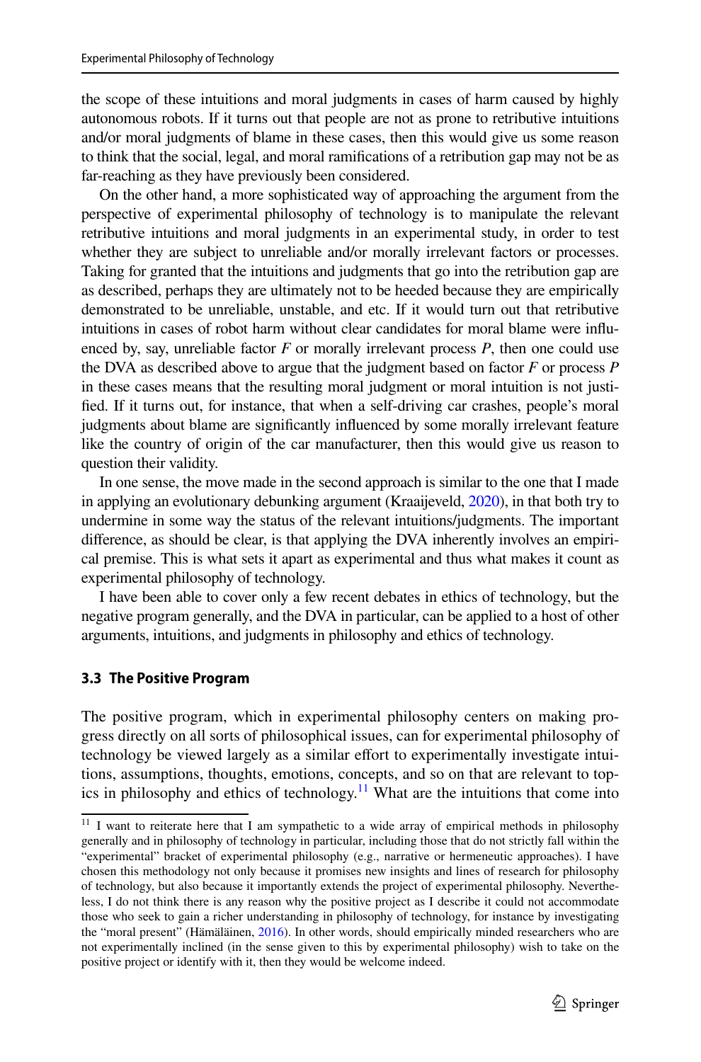the scope of these intuitions and moral judgments in cases of harm caused by highly autonomous robots. If it turns out that people are not as prone to retributive intuitions and/or moral judgments of blame in these cases, then this would give us some reason to think that the social, legal, and moral ramifications of a retribution gap may not be as far-reaching as they have previously been considered.

On the other hand, a more sophisticated way of approaching the argument from the perspective of experimental philosophy of technology is to manipulate the relevant retributive intuitions and moral judgments in an experimental study, in order to test whether they are subject to unreliable and/or morally irrelevant factors or processes. Taking for granted that the intuitions and judgments that go into the retribution gap are as described, perhaps they are ultimately not to be heeded because they are empirically demonstrated to be unreliable, unstable, and etc. If it would turn out that retributive intuitions in cases of robot harm without clear candidates for moral blame were influenced by, say, unreliable factor *F* or morally irrelevant process *P*, then one could use the DVA as described above to argue that the judgment based on factor *F* or process *P* in these cases means that the resulting moral judgment or moral intuition is not justified. If it turns out, for instance, that when a self-driving car crashes, people's moral judgments about blame are significantly influenced by some morally irrelevant feature like the country of origin of the car manufacturer, then this would give us reason to question their validity.

In one sense, the move made in the second approach is similar to the one that I made in applying an evolutionary debunking argument (Kraaijeveld, 2020), in that both try to undermine in some way the status of the relevant intuitions/judgments. The important difference, as should be clear, is that applying the DVA inherently involves an empirical premise. This is what sets it apart as experimental and thus what makes it count as experimental philosophy of technology.

I have been able to cover only a few recent debates in ethics of technology, but the negative program generally, and the DVA in particular, can be applied to a host of other arguments, intuitions, and judgments in philosophy and ethics of technology.

### 3.3 The Positive Program

The positive program, which in experimental philosophy centers on making progress directly on all sorts of philosophical issues, can for experimental philosophy of technology be viewed largely as a similar effort to experimentally investigate intuitions, assumptions, thoughts, emotions, concepts, and so on that are relevant to topics in philosophy and ethics of technology.[11] What are the intuitions that come into

[11] I want to reiterate here that I am sympathetic to a wide array of empirical methods in philosophy generally and in philosophy of technology in particular, including those that do not strictly fall within the "experimental" bracket of experimental philosophy (e.g., narrative or hermeneutic approaches). I have chosen this methodology not only because it promises new insights and lines of research for philosophy of technology, but also because it importantly extends the project of experimental philosophy. Nevertheless, I do not think there is any reason why the positive project as I describe it could not accommodate those who seek to gain a richer understanding in philosophy of technology, for instance by investigating the "moral present" (Hämäläinen, 2016). In other words, should empirically minded researchers who are not experimentally inclined (in the sense given to this by experimental philosophy) wish to take on the positive project or identify with it, then they would be welcome indeed.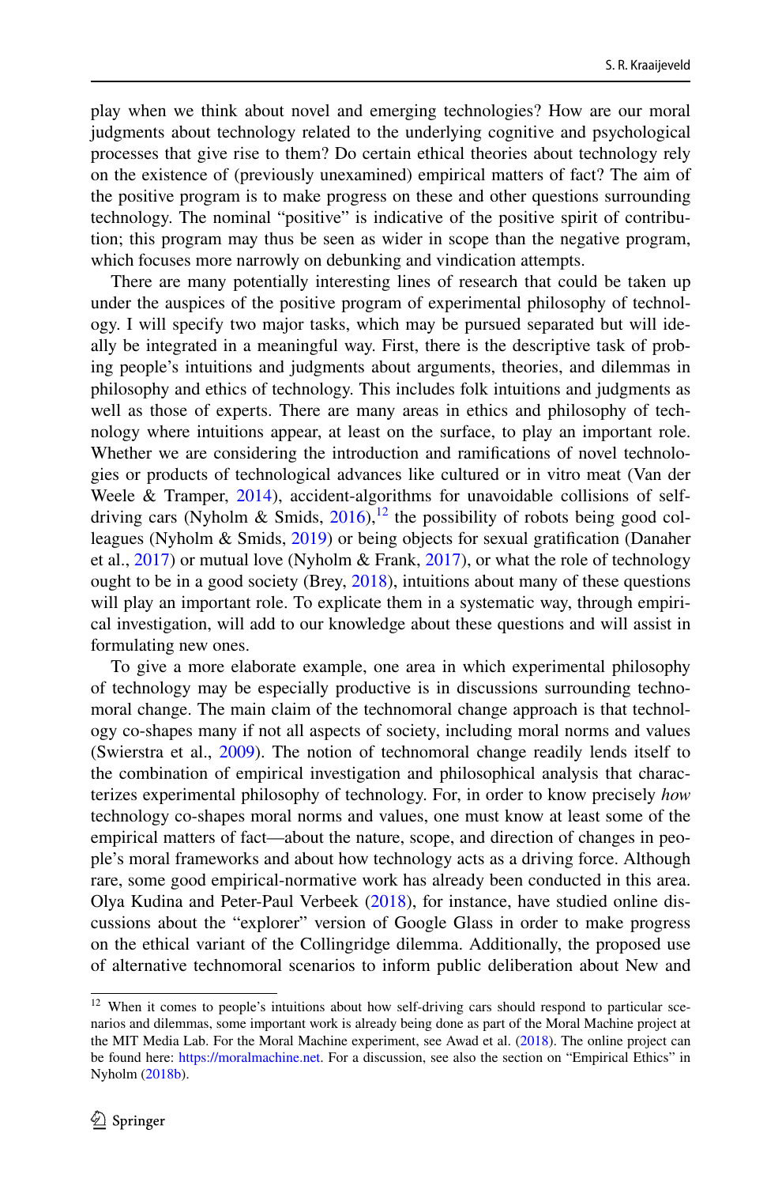play when we think about novel and emerging technologies? How are our moral judgments about technology related to the underlying cognitive and psychological processes that give rise to them? Do certain ethical theories about technology rely on the existence of (previously unexamined) empirical matters of fact? The aim of the positive program is to make progress on these and other questions surrounding technology. The nominal "positive" is indicative of the positive spirit of contribution; this program may thus be seen as wider in scope than the negative program, which focuses more narrowly on debunking and vindication attempts.

There are many potentially interesting lines of research that could be taken up under the auspices of the positive program of experimental philosophy of technology. I will specify two major tasks, which may be pursued separated but will ideally be integrated in a meaningful way. First, there is the descriptive task of probing people's intuitions and judgments about arguments, theories, and dilemmas in philosophy and ethics of technology. This includes folk intuitions and judgments as well as those of experts. There are many areas in ethics and philosophy of technology where intuitions appear, at least on the surface, to play an important role. Whether we are considering the introduction and ramifications of novel technologies or products of technological advances like cultured or in vitro meat (Van der Weele & Tramper, 2014), accident-algorithms for unavoidable collisions of self-driving cars (Nyholm & Smids, 2016),[12] the possibility of robots being good colleagues (Nyholm & Smids, 2019) or being objects for sexual gratification (Danaher et al., 2017) or mutual love (Nyholm & Frank, 2017), or what the role of technology ought to be in a good society (Brey, 2018), intuitions about many of these questions will play an important role. To explicate them in a systematic way, through empirical investigation, will add to our knowledge about these questions and will assist in formulating new ones.

To give a more elaborate example, one area in which experimental philosophy of technology may be especially productive is in discussions surrounding technomoral change. The main claim of the technomoral change approach is that technology co-shapes many if not all aspects of society, including moral norms and values (Swierstra et al., 2009). The notion of technomoral change readily lends itself to the combination of empirical investigation and philosophical analysis that characterizes experimental philosophy of technology. For, in order to know precisely *how* technology co-shapes moral norms and values, one must know at least some of the empirical matters of fact—about the nature, scope, and direction of changes in people's moral frameworks and about how technology acts as a driving force. Although rare, some good empirical-normative work has already been conducted in this area. Olya Kudina and Peter-Paul Verbeek (2018), for instance, have studied online discussions about the "explorer" version of Google Glass in order to make progress on the ethical variant of the Collingridge dilemma. Additionally, the proposed use of alternative technomoral scenarios to inform public deliberation about New and

[12] When it comes to people's intuitions about how self-driving cars should respond to particular scenarios and dilemmas, some important work is already being done as part of the Moral Machine project at the MIT Media Lab. For the Moral Machine experiment, see Awad et al. (2018). The online project can be found here: https://moralmachine.net. For a discussion, see also the section on "Empirical Ethics" in Nyholm (2018b).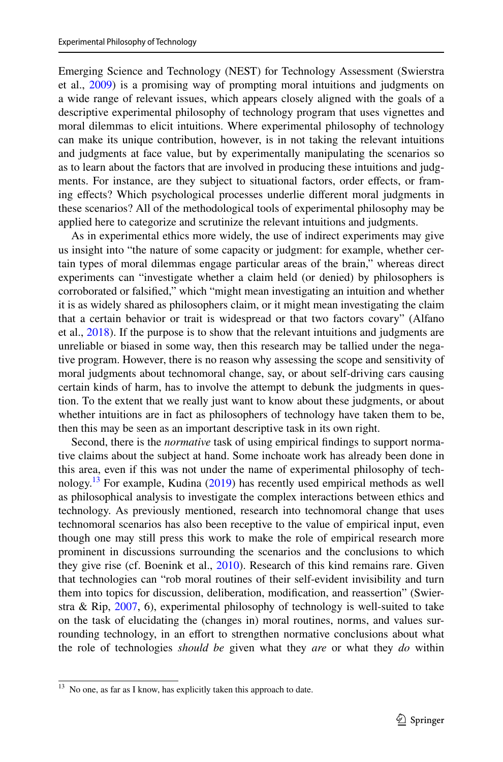Emerging Science and Technology (NEST) for Technology Assessment (Swierstra et al., 2009) is a promising way of prompting moral intuitions and judgments on a wide range of relevant issues, which appears closely aligned with the goals of a descriptive experimental philosophy of technology program that uses vignettes and moral dilemmas to elicit intuitions. Where experimental philosophy of technology can make its unique contribution, however, is in not taking the relevant intuitions and judgments at face value, but by experimentally manipulating the scenarios so as to learn about the factors that are involved in producing these intuitions and judgments. For instance, are they subject to situational factors, order effects, or framing effects? Which psychological processes underlie different moral judgments in these scenarios? All of the methodological tools of experimental philosophy may be applied here to categorize and scrutinize the relevant intuitions and judgments.

As in experimental ethics more widely, the use of indirect experiments may give us insight into "the nature of some capacity or judgment: for example, whether certain types of moral dilemmas engage particular areas of the brain," whereas direct experiments can "investigate whether a claim held (or denied) by philosophers is corroborated or falsified," which "might mean investigating an intuition and whether it is as widely shared as philosophers claim, or it might mean investigating the claim that a certain behavior or trait is widespread or that two factors covary" (Alfano et al., 2018). If the purpose is to show that the relevant intuitions and judgments are unreliable or biased in some way, then this research may be tallied under the negative program. However, there is no reason why assessing the scope and sensitivity of moral judgments about technomoral change, say, or about self-driving cars causing certain kinds of harm, has to involve the attempt to debunk the judgments in question. To the extent that we really just want to know about these judgments, or about whether intuitions are in fact as philosophers of technology have taken them to be, then this may be seen as an important descriptive task in its own right.

Second, there is the *normative* task of using empirical findings to support normative claims about the subject at hand. Some inchoate work has already been done in this area, even if this was not under the name of experimental philosophy of technology.[13] For example, Kudina (2019) has recently used empirical methods as well as philosophical analysis to investigate the complex interactions between ethics and technology. As previously mentioned, research into technomoral change that uses technomoral scenarios has also been receptive to the value of empirical input, even though one may still press this work to make the role of empirical research more prominent in discussions surrounding the scenarios and the conclusions to which they give rise (cf. Boenink et al., 2010). Research of this kind remains rare. Given that technologies can "rob moral routines of their self-evident invisibility and turn them into topics for discussion, deliberation, modification, and reassertion" (Swierstra & Rip, 2007, 6), experimental philosophy of technology is well-suited to take on the task of elucidating the (changes in) moral routines, norms, and values surrounding technology, in an effort to strengthen normative conclusions about what the role of technologies *should be* given what they *are* or what they *do* within

[13] No one, as far as I know, has explicitly taken this approach to date.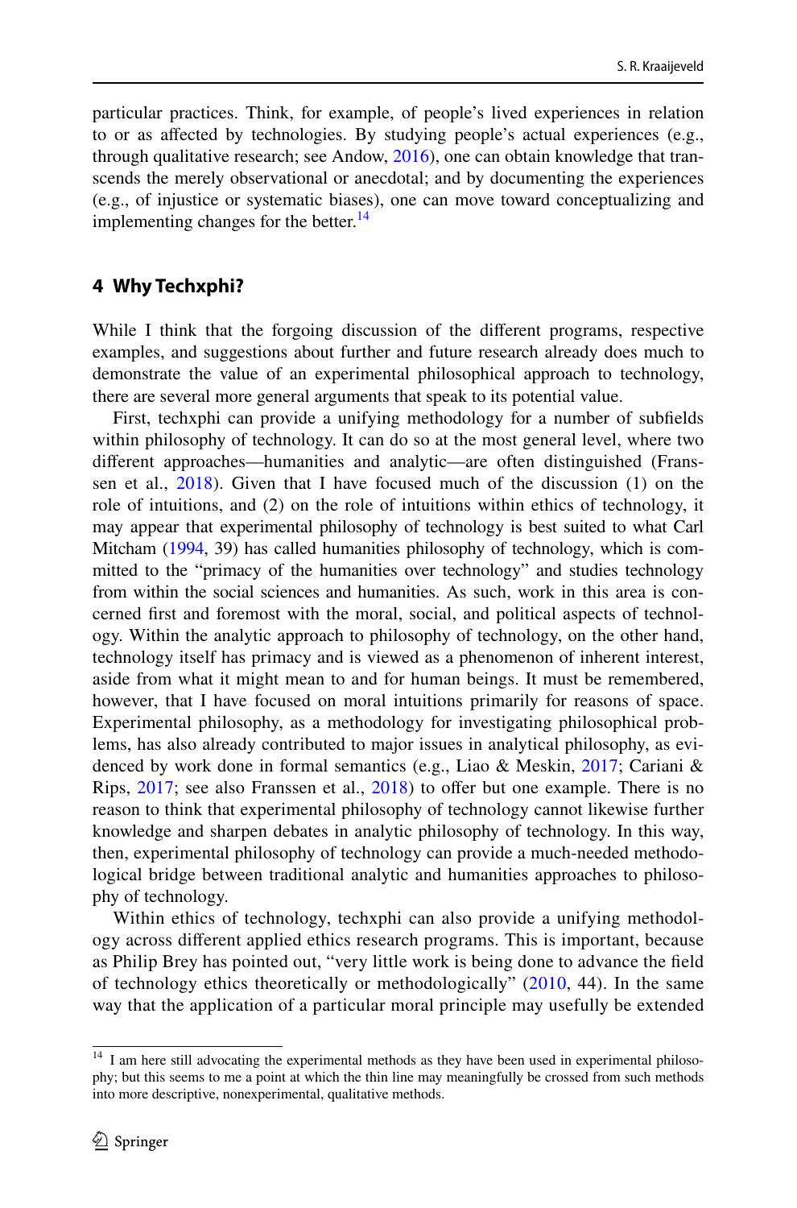particular practices. Think, for example, of people's lived experiences in relation to or as affected by technologies. By studying people's actual experiences (e.g., through qualitative research; see Andow, 2016), one can obtain knowledge that transcends the merely observational or anecdotal; and by documenting the experiences (e.g., of injustice or systematic biases), one can move toward conceptualizing and implementing changes for the better.[14]

## 4 Why Techxphi?

While I think that the forgoing discussion of the different programs, respective examples, and suggestions about further and future research already does much to demonstrate the value of an experimental philosophical approach to technology, there are several more general arguments that speak to its potential value.

First, techxphi can provide a unifying methodology for a number of subfields within philosophy of technology. It can do so at the most general level, where two different approaches—humanities and analytic—are often distinguished (Franssen et al., 2018). Given that I have focused much of the discussion (1) on the role of intuitions, and (2) on the role of intuitions within ethics of technology, it may appear that experimental philosophy of technology is best suited to what Carl Mitcham (1994, 39) has called humanities philosophy of technology, which is committed to the "primacy of the humanities over technology" and studies technology from within the social sciences and humanities. As such, work in this area is concerned first and foremost with the moral, social, and political aspects of technology. Within the analytic approach to philosophy of technology, on the other hand, technology itself has primacy and is viewed as a phenomenon of inherent interest, aside from what it might mean to and for human beings. It must be remembered, however, that I have focused on moral intuitions primarily for reasons of space. Experimental philosophy, as a methodology for investigating philosophical problems, has also already contributed to major issues in analytical philosophy, as evidenced by work done in formal semantics (e.g., Liao & Meskin, 2017; Cariani & Rips, 2017; see also Franssen et al., 2018) to offer but one example. There is no reason to think that experimental philosophy of technology cannot likewise further knowledge and sharpen debates in analytic philosophy of technology. In this way, then, experimental philosophy of technology can provide a much-needed methodological bridge between traditional analytic and humanities approaches to philosophy of technology.

Within ethics of technology, techxphi can also provide a unifying methodology across different applied ethics research programs. This is important, because as Philip Brey has pointed out, "very little work is being done to advance the field of technology ethics theoretically or methodologically" (2010, 44). In the same way that the application of a particular moral principle may usefully be extended

[14] I am here still advocating the experimental methods as they have been used in experimental philosophy; but this seems to me a point at which the thin line may meaningfully be crossed from such methods into more descriptive, nonexperimental, qualitative methods.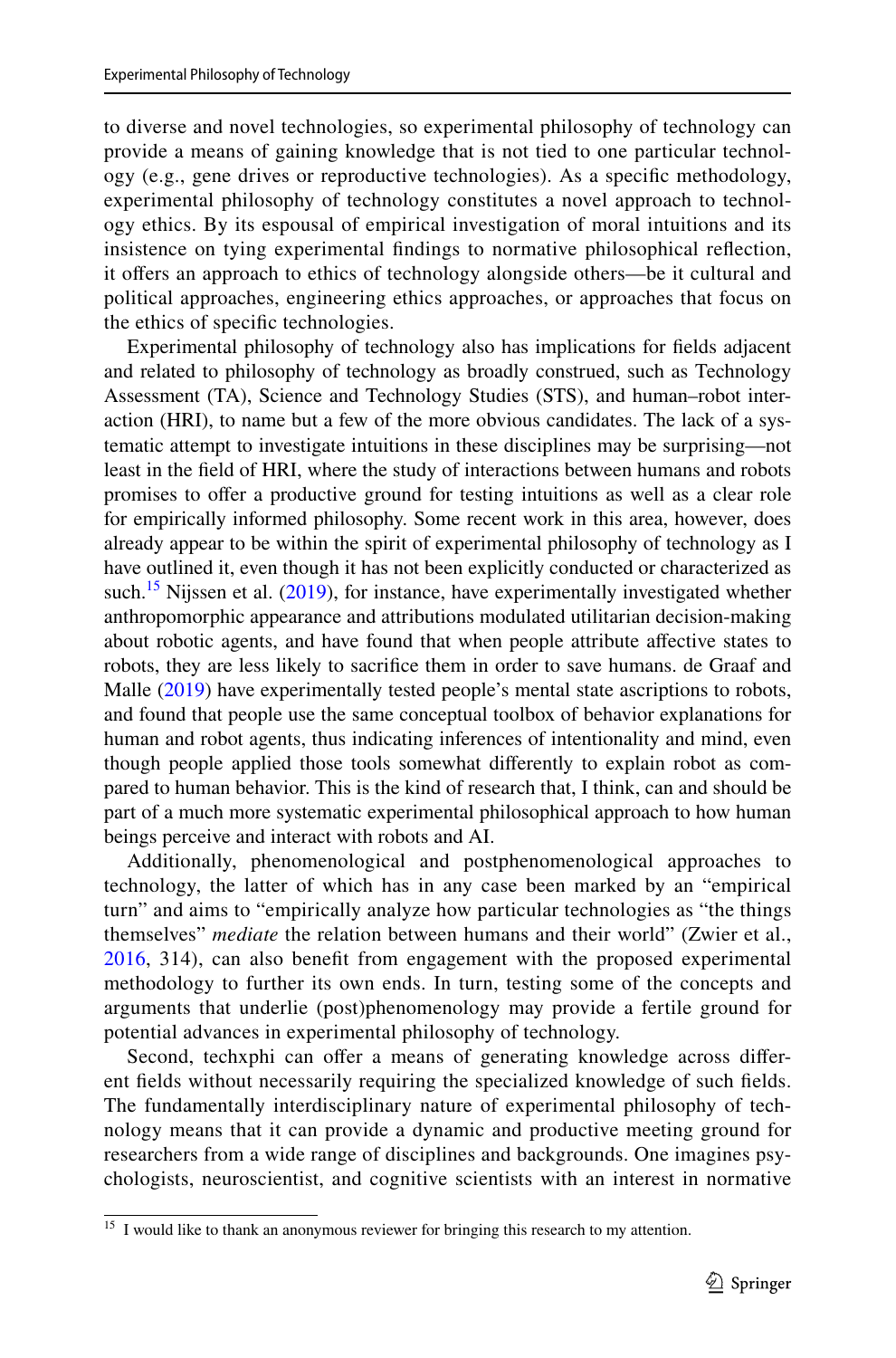to diverse and novel technologies, so experimental philosophy of technology can provide a means of gaining knowledge that is not tied to one particular technology (e.g., gene drives or reproductive technologies). As a specific methodology, experimental philosophy of technology constitutes a novel approach to technology ethics. By its espousal of empirical investigation of moral intuitions and its insistence on tying experimental findings to normative philosophical reflection, it offers an approach to ethics of technology alongside others—be it cultural and political approaches, engineering ethics approaches, or approaches that focus on the ethics of specific technologies.

Experimental philosophy of technology also has implications for fields adjacent and related to philosophy of technology as broadly construed, such as Technology Assessment (TA), Science and Technology Studies (STS), and human–robot interaction (HRI), to name but a few of the more obvious candidates. The lack of a systematic attempt to investigate intuitions in these disciplines may be surprising—not least in the field of HRI, where the study of interactions between humans and robots promises to offer a productive ground for testing intuitions as well as a clear role for empirically informed philosophy. Some recent work in this area, however, does already appear to be within the spirit of experimental philosophy of technology as I have outlined it, even though it has not been explicitly conducted or characterized as such.[15] Nijssen et al. (2019), for instance, have experimentally investigated whether anthropomorphic appearance and attributions modulated utilitarian decision-making about robotic agents, and have found that when people attribute affective states to robots, they are less likely to sacrifice them in order to save humans. de Graaf and Malle (2019) have experimentally tested people's mental state ascriptions to robots, and found that people use the same conceptual toolbox of behavior explanations for human and robot agents, thus indicating inferences of intentionality and mind, even though people applied those tools somewhat differently to explain robot as compared to human behavior. This is the kind of research that, I think, can and should be part of a much more systematic experimental philosophical approach to how human beings perceive and interact with robots and AI.

Additionally, phenomenological and postphenomenological approaches to technology, the latter of which has in any case been marked by an "empirical turn" and aims to "empirically analyze how particular technologies as "the things themselves" *mediate* the relation between humans and their world" (Zwier et al., 2016, 314), can also benefit from engagement with the proposed experimental methodology to further its own ends. In turn, testing some of the concepts and arguments that underlie (post)phenomenology may provide a fertile ground for potential advances in experimental philosophy of technology.

Second, techxphi can offer a means of generating knowledge across different fields without necessarily requiring the specialized knowledge of such fields. The fundamentally interdisciplinary nature of experimental philosophy of technology means that it can provide a dynamic and productive meeting ground for researchers from a wide range of disciplines and backgrounds. One imagines psychologists, neuroscientist, and cognitive scientists with an interest in normative

[15] I would like to thank an anonymous reviewer for bringing this research to my attention.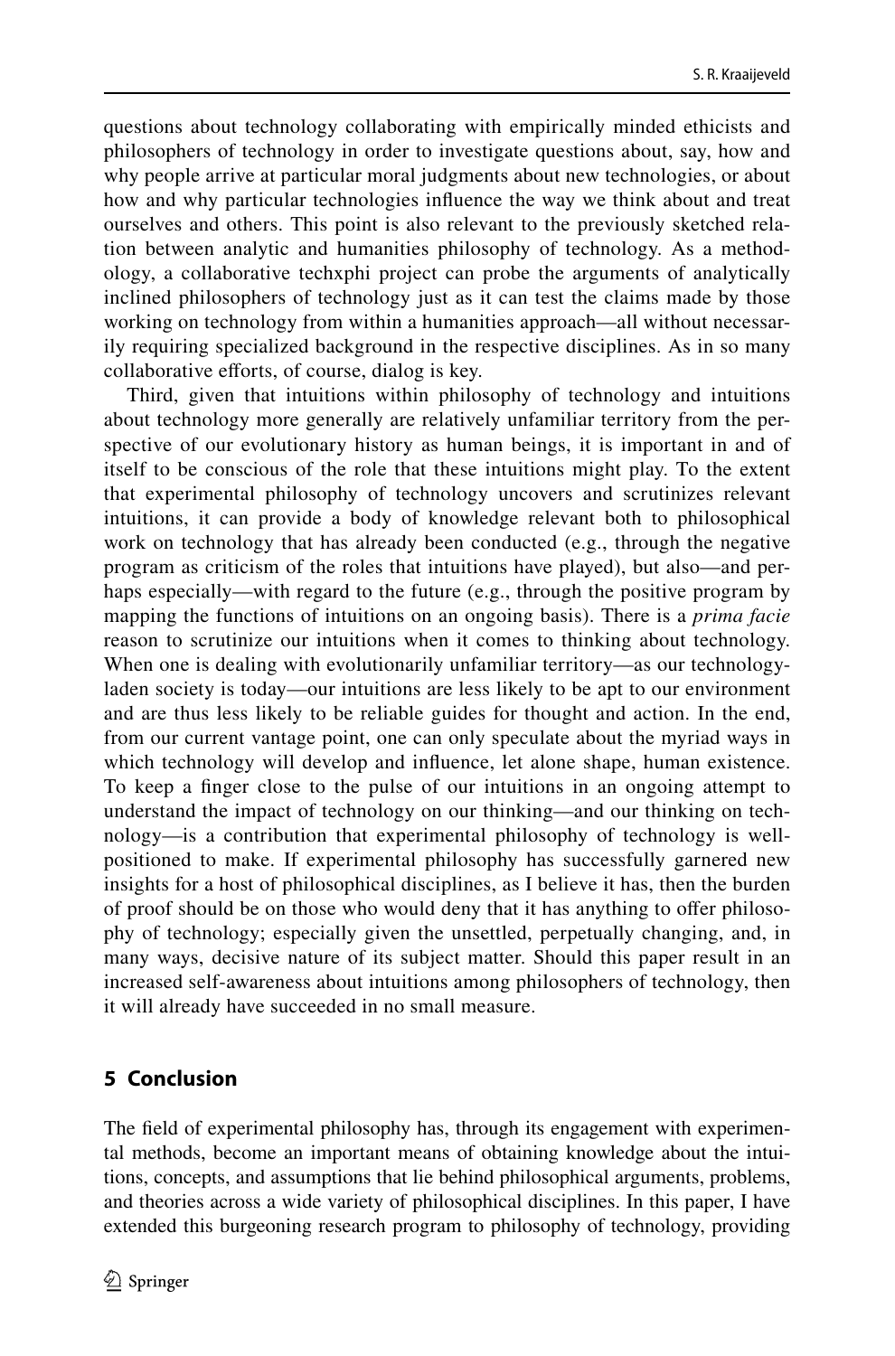questions about technology collaborating with empirically minded ethicists and philosophers of technology in order to investigate questions about, say, how and why people arrive at particular moral judgments about new technologies, or about how and why particular technologies influence the way we think about and treat ourselves and others. This point is also relevant to the previously sketched relation between analytic and humanities philosophy of technology. As a methodology, a collaborative techxphi project can probe the arguments of analytically inclined philosophers of technology just as it can test the claims made by those working on technology from within a humanities approach—all without necessarily requiring specialized background in the respective disciplines. As in so many collaborative efforts, of course, dialog is key.

Third, given that intuitions within philosophy of technology and intuitions about technology more generally are relatively unfamiliar territory from the perspective of our evolutionary history as human beings, it is important in and of itself to be conscious of the role that these intuitions might play. To the extent that experimental philosophy of technology uncovers and scrutinizes relevant intuitions, it can provide a body of knowledge relevant both to philosophical work on technology that has already been conducted (e.g., through the negative program as criticism of the roles that intuitions have played), but also—and perhaps especially—with regard to the future (e.g., through the positive program by mapping the functions of intuitions on an ongoing basis). There is a *prima facie* reason to scrutinize our intuitions when it comes to thinking about technology. When one is dealing with evolutionarily unfamiliar territory—as our technology-laden society is today—our intuitions are less likely to be apt to our environment and are thus less likely to be reliable guides for thought and action. In the end, from our current vantage point, one can only speculate about the myriad ways in which technology will develop and influence, let alone shape, human existence. To keep a finger close to the pulse of our intuitions in an ongoing attempt to understand the impact of technology on our thinking—and our thinking on technology—is a contribution that experimental philosophy of technology is well-positioned to make. If experimental philosophy has successfully garnered new insights for a host of philosophical disciplines, as I believe it has, then the burden of proof should be on those who would deny that it has anything to offer philosophy of technology; especially given the unsettled, perpetually changing, and, in many ways, decisive nature of its subject matter. Should this paper result in an increased self-awareness about intuitions among philosophers of technology, then it will already have succeeded in no small measure.

## 5 Conclusion

The field of experimental philosophy has, through its engagement with experimental methods, become an important means of obtaining knowledge about the intuitions, concepts, and assumptions that lie behind philosophical arguments, problems, and theories across a wide variety of philosophical disciplines. In this paper, I have extended this burgeoning research program to philosophy of technology, providing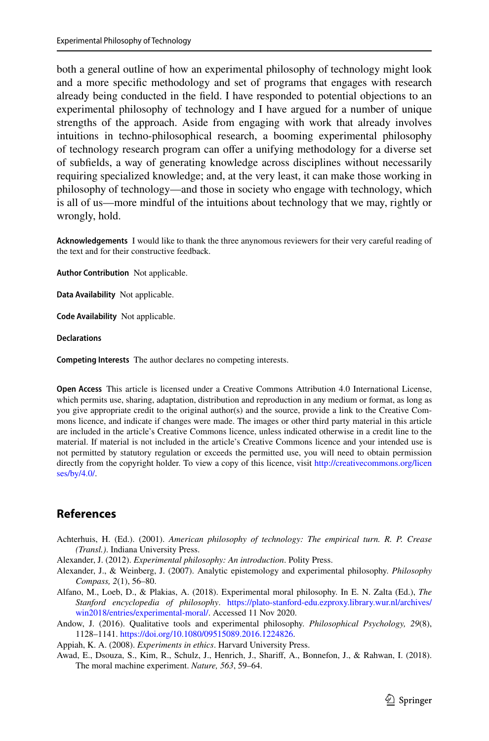both a general outline of how an experimental philosophy of technology might look and a more specific methodology and set of programs that engages with research already being conducted in the field. I have responded to potential objections to an experimental philosophy of technology and I have argued for a number of unique strengths of the approach. Aside from engaging with work that already involves intuitions in techno-philosophical research, a booming experimental philosophy of technology research program can offer a unifying methodology for a diverse set of subfields, a way of generating knowledge across disciplines without necessarily requiring specialized knowledge; and, at the very least, it can make those working in philosophy of technology—and those in society who engage with technology, which is all of us—more mindful of the intuitions about technology that we may, rightly or wrongly, hold.

**Acknowledgements** I would like to thank the three anynomous reviewers for their very careful reading of the text and for their constructive feedback.

**Author Contribution** Not applicable.

**Data Availability** Not applicable.

**Code Availability** Not applicable.

**Declarations**

**Competing Interests** The author declares no competing interests.

**Open Access** This article is licensed under a Creative Commons Attribution 4.0 International License, which permits use, sharing, adaptation, distribution and reproduction in any medium or format, as long as you give appropriate credit to the original author(s) and the source, provide a link to the Creative Commons licence, and indicate if changes were made. The images or other third party material in this article are included in the article's Creative Commons licence, unless indicated otherwise in a credit line to the material. If material is not included in the article's Creative Commons licence and your intended use is not permitted by statutory regulation or exceeds the permitted use, you will need to obtain permission directly from the copyright holder. To view a copy of this licence, visit http://creativecommons.org/licenses/by/4.0/.

## References

Achterhuis, H. (Ed.). (2001). *American philosophy of technology: The empirical turn. R. P. Crease (Transl.)*. Indiana University Press.

Alexander, J. (2012). *Experimental philosophy: An introduction*. Polity Press.

Alexander, J., & Weinberg, J. (2007). Analytic epistemology and experimental philosophy. *Philosophy Compass, 2*(1), 56–80.

Alfano, M., Loeb, D., & Plakias, A. (2018). Experimental moral philosophy. In E. N. Zalta (Ed.), *The Stanford encyclopedia of philosophy*. https://plato-stanford-edu.ezproxy.library.wur.nl/archives/win2018/entries/experimental-moral/. Accessed 11 Nov 2020.

Andow, J. (2016). Qualitative tools and experimental philosophy. *Philosophical Psychology, 29*(8), 1128–1141. https://doi.org/10.1080/09515089.2016.1224826.

Appiah, K. A. (2008). *Experiments in ethics*. Harvard University Press.

Awad, E., Dsouza, S., Kim, R., Schulz, J., Henrich, J., Shariff, A., Bonnefon, J., & Rahwan, I. (2018). The moral machine experiment. *Nature, 563*, 59–64.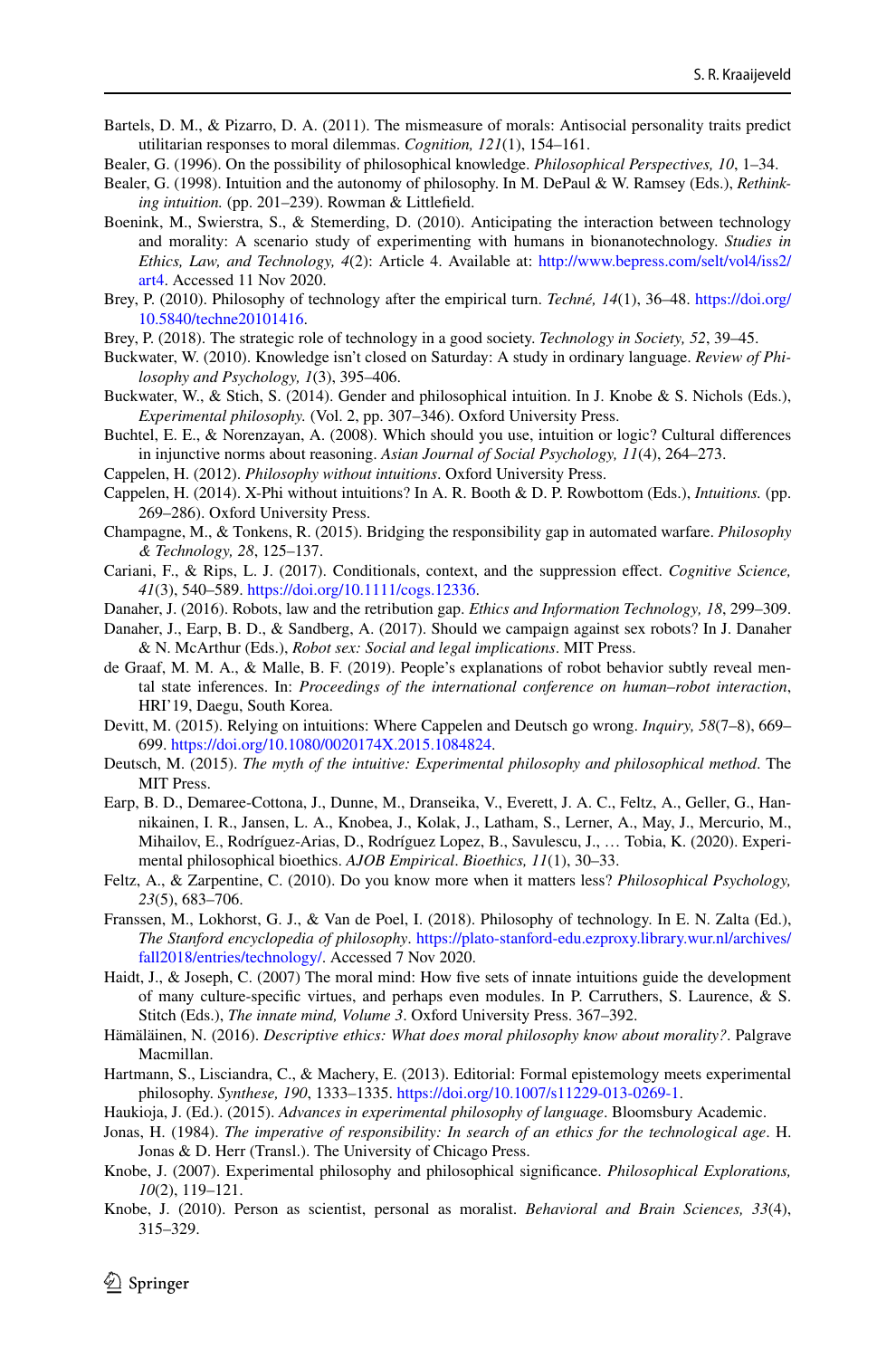Bartels, D. M., & Pizarro, D. A. (2011). The mismeasure of morals: Antisocial personality traits predict utilitarian responses to moral dilemmas. *Cognition, 121*(1), 154–161.

Bealer, G. (1996). On the possibility of philosophical knowledge. *Philosophical Perspectives, 10*, 1–34.

Bealer, G. (1998). Intuition and the autonomy of philosophy. In M. DePaul & W. Ramsey (Eds.), *Rethinking intuition.* (pp. 201–239). Rowman & Littlefield.

Boenink, M., Swierstra, S., & Stemerding, D. (2010). Anticipating the interaction between technology and morality: A scenario study of experimenting with humans in bionanotechnology. *Studies in Ethics, Law, and Technology, 4*(2): Article 4. Available at: http://www.bepress.com/selt/vol4/iss2/art4. Accessed 11 Nov 2020.

Brey, P. (2010). Philosophy of technology after the empirical turn. *Techné, 14*(1), 36–48. https://doi.org/10.5840/techne20101416.

Brey, P. (2018). The strategic role of technology in a good society. *Technology in Society, 52*, 39–45.

Buckwater, W. (2010). Knowledge isn't closed on Saturday: A study in ordinary language. *Review of Philosophy and Psychology, 1*(3), 395–406.

Buckwater, W., & Stich, S. (2014). Gender and philosophical intuition. In J. Knobe & S. Nichols (Eds.), *Experimental philosophy.* (Vol. 2, pp. 307–346). Oxford University Press.

Buchtel, E. E., & Norenzayan, A. (2008). Which should you use, intuition or logic? Cultural differences in injunctive norms about reasoning. *Asian Journal of Social Psychology, 11*(4), 264–273.

Cappelen, H. (2012). *Philosophy without intuitions*. Oxford University Press.

Cappelen, H. (2014). X-Phi without intuitions? In A. R. Booth & D. P. Rowbottom (Eds.), *Intuitions.* (pp. 269–286). Oxford University Press.

Champagne, M., & Tonkens, R. (2015). Bridging the responsibility gap in automated warfare. *Philosophy & Technology, 28*, 125–137.

Cariani, F., & Rips, L. J. (2017). Conditionals, context, and the suppression effect. *Cognitive Science, 41*(3), 540–589. https://doi.org/10.1111/cogs.12336.

Danaher, J. (2016). Robots, law and the retribution gap. *Ethics and Information Technology, 18*, 299–309.

Danaher, J., Earp, B. D., & Sandberg, A. (2017). Should we campaign against sex robots? In J. Danaher & N. McArthur (Eds.), *Robot sex: Social and legal implications*. MIT Press.

de Graaf, M. M. A., & Malle, B. F. (2019). People's explanations of robot behavior subtly reveal mental state inferences. In: *Proceedings of the international conference on human–robot interaction*, HRI'19, Daegu, South Korea.

Devitt, M. (2015). Relying on intuitions: Where Cappelen and Deutsch go wrong. *Inquiry, 58*(7–8), 669–699. https://doi.org/10.1080/0020174X.2015.1084824.

Deutsch, M. (2015). *The myth of the intuitive: Experimental philosophy and philosophical method*. The MIT Press.

Earp, B. D., Demaree-Cottona, J., Dunne, M., Dranseika, V., Everett, J. A. C., Feltz, A., Geller, G., Hannikainen, I. R., Jansen, L. A., Knobea, J., Kolak, J., Latham, S., Lerner, A., May, J., Mercurio, M., Mihailov, E., Rodríguez-Arias, D., Rodríguez Lopez, B., Savulescu, J., … Tobia, K. (2020). Experimental philosophical bioethics. *AJOB Empirical*. *Bioethics, 11*(1), 30–33.

Feltz, A., & Zarpentine, C. (2010). Do you know more when it matters less? *Philosophical Psychology, 23*(5), 683–706.

Franssen, M., Lokhorst, G. J., & Van de Poel, I. (2018). Philosophy of technology. In E. N. Zalta (Ed.), *The Stanford encyclopedia of philosophy*. https://plato-stanford-edu.ezproxy.library.wur.nl/archives/fall2018/entries/technology/. Accessed 7 Nov 2020.

Haidt, J., & Joseph, C. (2007) The moral mind: How five sets of innate intuitions guide the development of many culture-specific virtues, and perhaps even modules. In P. Carruthers, S. Laurence, & S. Stitch (Eds.), *The innate mind, Volume 3*. Oxford University Press. 367–392.

Hämäläinen, N. (2016). *Descriptive ethics: What does moral philosophy know about morality?*. Palgrave Macmillan.

Hartmann, S., Lisciandra, C., & Machery, E. (2013). Editorial: Formal epistemology meets experimental philosophy. *Synthese, 190*, 1333–1335. https://doi.org/10.1007/s11229-013-0269-1.

Haukioja, J. (Ed.). (2015). *Advances in experimental philosophy of language*. Bloomsbury Academic.

Jonas, H. (1984). *The imperative of responsibility: In search of an ethics for the technological age*. H. Jonas & D. Herr (Transl.). The University of Chicago Press.

Knobe, J. (2007). Experimental philosophy and philosophical significance. *Philosophical Explorations, 10*(2), 119–121.

Knobe, J. (2010). Person as scientist, personal as moralist. *Behavioral and Brain Sciences, 33*(4), 315–329.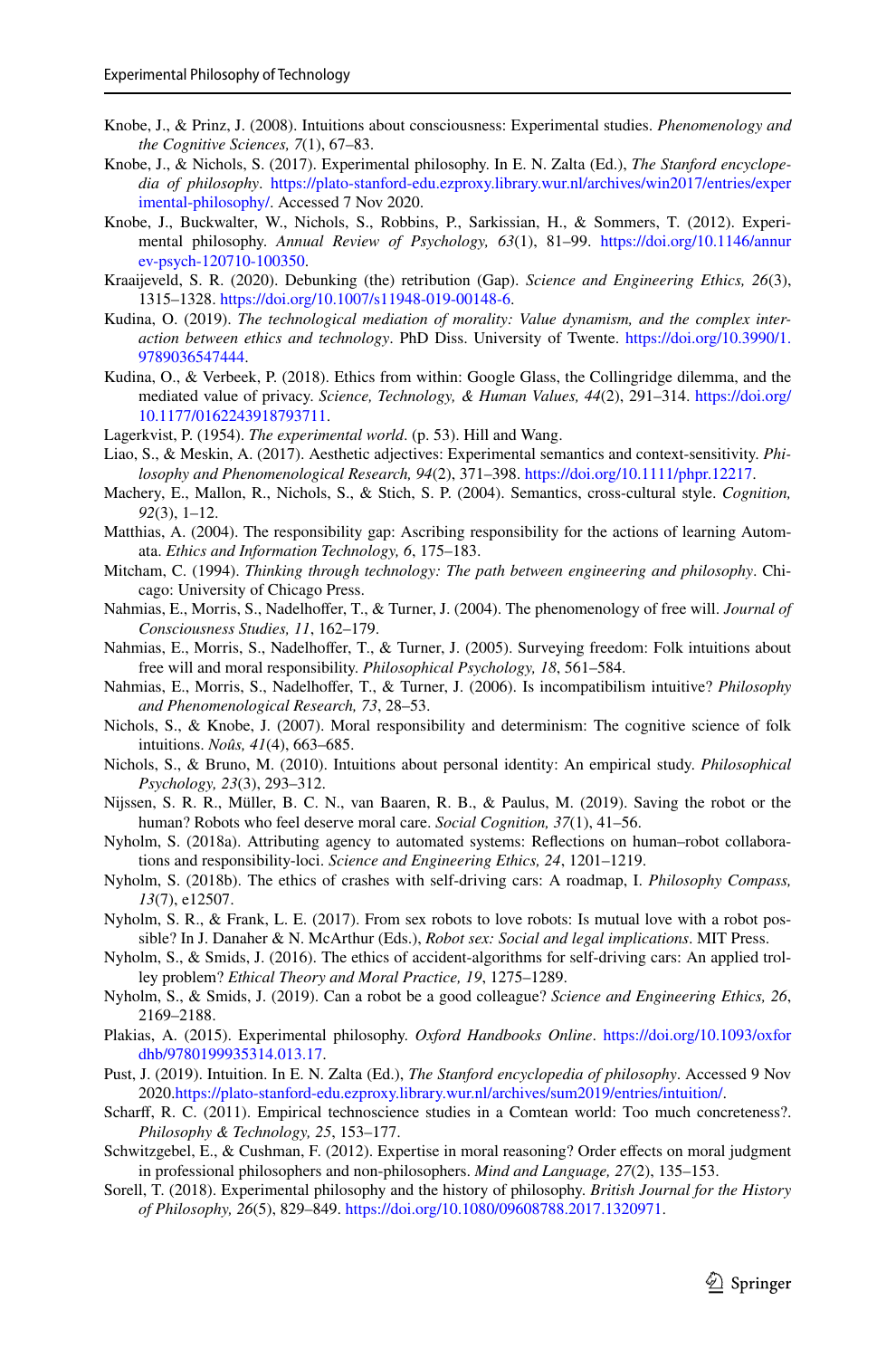Knobe, J., & Prinz, J. (2008). Intuitions about consciousness: Experimental studies. *Phenomenology and the Cognitive Sciences, 7*(1), 67–83.

Knobe, J., & Nichols, S. (2017). Experimental philosophy. In E. N. Zalta (Ed.), *The Stanford encyclopedia of philosophy*. https://plato-stanford-edu.ezproxy.library.wur.nl/archives/win2017/entries/experimental-philosophy/. Accessed 7 Nov 2020.

Knobe, J., Buckwalter, W., Nichols, S., Robbins, P., Sarkissian, H., & Sommers, T. (2012). Experimental philosophy. *Annual Review of Psychology, 63*(1), 81–99. https://doi.org/10.1146/annurev-psych-120710-100350.

Kraaijeveld, S. R. (2020). Debunking (the) retribution (Gap). *Science and Engineering Ethics, 26*(3), 1315–1328. https://doi.org/10.1007/s11948-019-00148-6.

Kudina, O. (2019). *The technological mediation of morality: Value dynamism, and the complex interaction between ethics and technology*. PhD Diss. University of Twente. https://doi.org/10.3990/1.9789036547444.

Kudina, O., & Verbeek, P. (2018). Ethics from within: Google Glass, the Collingridge dilemma, and the mediated value of privacy. *Science, Technology, & Human Values, 44*(2), 291–314. https://doi.org/10.1177/0162243918793711.

Lagerkvist, P. (1954). *The experimental world*. (p. 53). Hill and Wang.

Liao, S., & Meskin, A. (2017). Aesthetic adjectives: Experimental semantics and context-sensitivity. *Philosophy and Phenomenological Research, 94*(2), 371–398. https://doi.org/10.1111/phpr.12217.

Machery, E., Mallon, R., Nichols, S., & Stich, S. P. (2004). Semantics, cross-cultural style. *Cognition, 92*(3), 1–12.

Matthias, A. (2004). The responsibility gap: Ascribing responsibility for the actions of learning Automata. *Ethics and Information Technology, 6*, 175–183.

Mitcham, C. (1994). *Thinking through technology: The path between engineering and philosophy*. Chicago: University of Chicago Press.

Nahmias, E., Morris, S., Nadelhoffer, T., & Turner, J. (2004). The phenomenology of free will. *Journal of Consciousness Studies, 11*, 162–179.

Nahmias, E., Morris, S., Nadelhoffer, T., & Turner, J. (2005). Surveying freedom: Folk intuitions about free will and moral responsibility. *Philosophical Psychology, 18*, 561–584.

Nahmias, E., Morris, S., Nadelhoffer, T., & Turner, J. (2006). Is incompatibilism intuitive? *Philosophy and Phenomenological Research, 73*, 28–53.

Nichols, S., & Knobe, J. (2007). Moral responsibility and determinism: The cognitive science of folk intuitions. *Noûs, 41*(4), 663–685.

Nichols, S., & Bruno, M. (2010). Intuitions about personal identity: An empirical study. *Philosophical Psychology, 23*(3), 293–312.

Nijssen, S. R. R., Müller, B. C. N., van Baaren, R. B., & Paulus, M. (2019). Saving the robot or the human? Robots who feel deserve moral care. *Social Cognition, 37*(1), 41–56.

Nyholm, S. (2018a). Attributing agency to automated systems: Reflections on human–robot collaborations and responsibility-loci. *Science and Engineering Ethics, 24*, 1201–1219.

Nyholm, S. (2018b). The ethics of crashes with self-driving cars: A roadmap, I. *Philosophy Compass, 13*(7), e12507.

Nyholm, S. R., & Frank, L. E. (2017). From sex robots to love robots: Is mutual love with a robot possible? In J. Danaher & N. McArthur (Eds.), *Robot sex: Social and legal implications*. MIT Press.

Nyholm, S., & Smids, J. (2016). The ethics of accident-algorithms for self-driving cars: An applied trolley problem? *Ethical Theory and Moral Practice, 19*, 1275–1289.

Nyholm, S., & Smids, J. (2019). Can a robot be a good colleague? *Science and Engineering Ethics, 26*, 2169–2188.

Plakias, A. (2015). Experimental philosophy. *Oxford Handbooks Online*. https://doi.org/10.1093/oxfordhb/9780199935314.013.17.

Pust, J. (2019). Intuition. In E. N. Zalta (Ed.), *The Stanford encyclopedia of philosophy*. Accessed 9 Nov 2020.https://plato-stanford-edu.ezproxy.library.wur.nl/archives/sum2019/entries/intuition/.

Scharff, R. C. (2011). Empirical technoscience studies in a Comtean world: Too much concreteness?. *Philosophy & Technology, 25*, 153–177.

Schwitzgebel, E., & Cushman, F. (2012). Expertise in moral reasoning? Order effects on moral judgment in professional philosophers and non-philosophers. *Mind and Language, 27*(2), 135–153.

Sorell, T. (2018). Experimental philosophy and the history of philosophy. *British Journal for the History of Philosophy, 26*(5), 829–849. https://doi.org/10.1080/09608788.2017.1320971.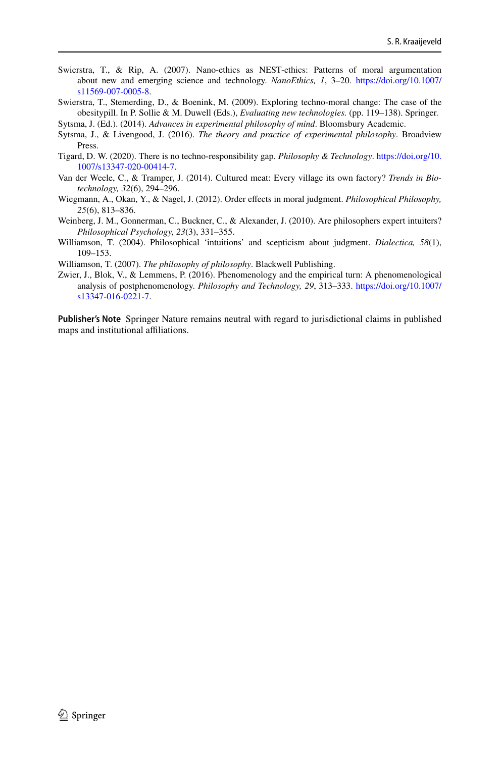Swierstra, T., & Rip, A. (2007). Nano-ethics as NEST-ethics: Patterns of moral argumentation about new and emerging science and technology. *NanoEthics, 1*, 3–20. https://doi.org/10.1007/s11569-007-0005-8.

Swierstra, T., Stemerding, D., & Boenink, M. (2009). Exploring techno-moral change: The case of the obesitypill. In P. Sollie & M. Duwell (Eds.), *Evaluating new technologies.* (pp. 119–138). Springer.

Sytsma, J. (Ed.). (2014). *Advances in experimental philosophy of mind*. Bloomsbury Academic.

Sytsma, J., & Livengood, J. (2016). *The theory and practice of experimental philosophy*. Broadview Press.

Tigard, D. W. (2020). There is no techno-responsibility gap. *Philosophy & Technology*. https://doi.org/10.1007/s13347-020-00414-7.

Van der Weele, C., & Tramper, J. (2014). Cultured meat: Every village its own factory? *Trends in Biotechnology, 32*(6), 294–296.

Wiegmann, A., Okan, Y., & Nagel, J. (2012). Order effects in moral judgment. *Philosophical Philosophy, 25*(6), 813–836.

Weinberg, J. M., Gonnerman, C., Buckner, C., & Alexander, J. (2010). Are philosophers expert intuiters? *Philosophical Psychology, 23*(3), 331–355.

Williamson, T. (2004). Philosophical 'intuitions' and scepticism about judgment. *Dialectica, 58*(1), 109–153.

Williamson, T. (2007). *The philosophy of philosophy*. Blackwell Publishing.

Zwier, J., Blok, V., & Lemmens, P. (2016). Phenomenology and the empirical turn: A phenomenological analysis of postphenomenology. *Philosophy and Technology, 29*, 313–333. https://doi.org/10.1007/s13347-016-0221-7.

**Publisher's Note** Springer Nature remains neutral with regard to jurisdictional claims in published maps and institutional affiliations.